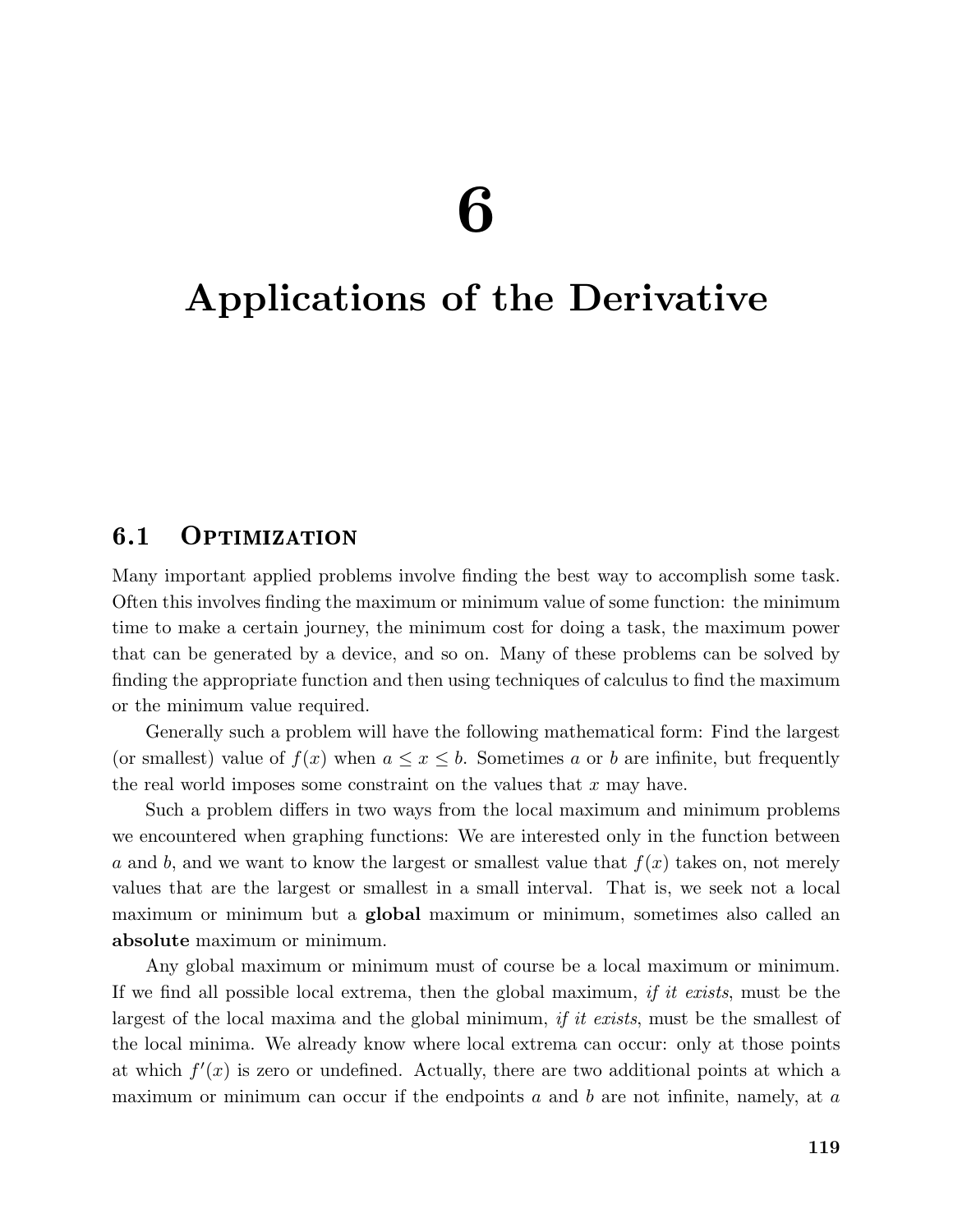# 6

# Applications of the Derivative

## 6.1 Optimization

Many important applied problems involve finding the best way to accomplish some task. Often this involves finding the maximum or minimum value of some function: the minimum time to make a certain journey, the minimum cost for doing a task, the maximum power that can be generated by a device, and so on. Many of these problems can be solved by finding the appropriate function and then using techniques of calculus to find the maximum or the minimum value required.

Generally such a problem will have the following mathematical form: Find the largest (or smallest) value of $f(x)$ when $a \leq x \leq b$. Sometimes $a$ or $b$ are infinite, but frequently the real world imposes some constraint on the values that $x$ may have.

Such a problem differs in two ways from the local maximum and minimum problems we encountered when graphing functions: We are interested only in the function between $a$ and $b$, and we want to know the largest or smallest value that $f(x)$ takes on, not merely values that are the largest or smallest in a small interval. That is, we seek not a local maximum or minimum but a **global** maximum or minimum, sometimes also called an **absolute** maximum or minimum.

Any global maximum or minimum must of course be a local maximum or minimum. If we find all possible local extrema, then the global maximum, *if it exists*, must be the largest of the local maxima and the global minimum, *if it exists*, must be the smallest of the local minima. We already know where local extrema can occur: only at those points at which $f'(x)$ is zero or undefined. Actually, there are two additional points at which a maximum or minimum can occur if the endpoints $a$ and $b$ are not infinite, namely, at $a$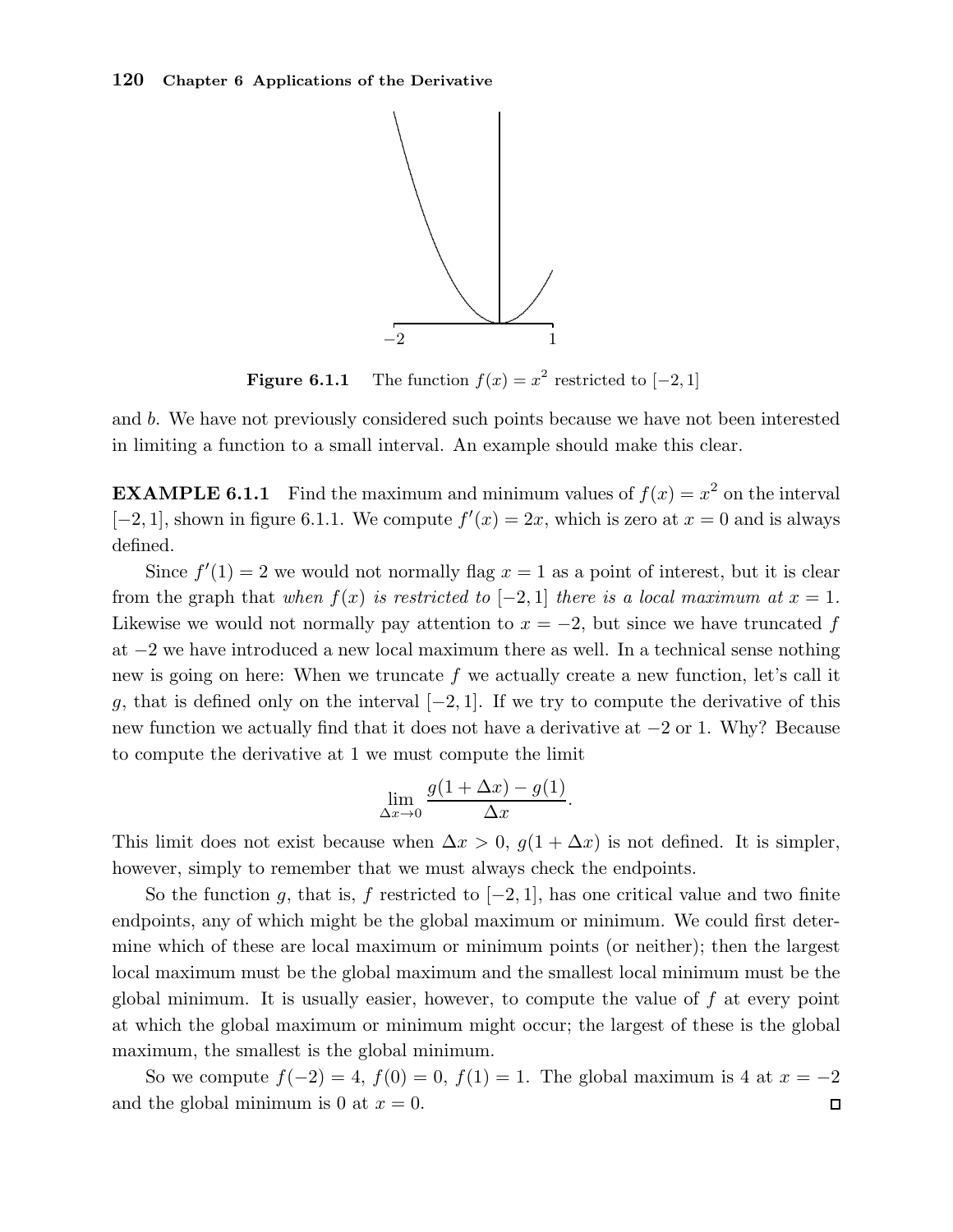**Figure 6.1.1** The function $f(x) = x^2$ restricted to $[-2, 1]$

and $b$. We have not previously considered such points because we have not been interested in limiting a function to a small interval. An example should make this clear.

**EXAMPLE 6.1.1** Find the maximum and minimum values of $f(x) = x^2$ on the interval $[-2, 1]$, shown in figure 6.1.1. We compute $f'(x) = 2x$, which is zero at $x = 0$ and is always defined.

Since $f'(1) = 2$ we would not normally flag $x = 1$ as a point of interest, but it is clear from the graph that *when $f(x)$ is restricted to $[-2, 1]$ there is a local maximum at $x = 1$.* Likewise we would not normally pay attention to $x = -2$, but since we have truncated $f$ at $-2$ we have introduced a new local maximum there as well. In a technical sense nothing new is going on here: When we truncate $f$ we actually create a new function, let's call it $g$, that is defined only on the interval $[-2, 1]$. If we try to compute the derivative of this new function we actually find that it does not have a derivative at $-2$ or 1. Why? Because to compute the derivative at 1 we must compute the limit

$$\lim_{\Delta x \to 0} \frac{g(1 + \Delta x) - g(1)}{\Delta x}.$$

This limit does not exist because when $\Delta x > 0$, $g(1 + \Delta x)$ is not defined. It is simpler, however, simply to remember that we must always check the endpoints.

So the function $g$, that is, $f$ restricted to $[-2, 1]$, has one critical value and two finite endpoints, any of which might be the global maximum or minimum. We could first determine which of these are local maximum or minimum points (or neither); then the largest local maximum must be the global maximum and the smallest local minimum must be the global minimum. It is usually easier, however, to compute the value of $f$ at every point at which the global maximum or minimum might occur; the largest of these is the global maximum, the smallest is the global minimum.

So we compute $f(-2) = 4$, $f(0) = 0$, $f(1) = 1$. The global maximum is 4 at $x = -2$ and the global minimum is 0 at $x = 0$. □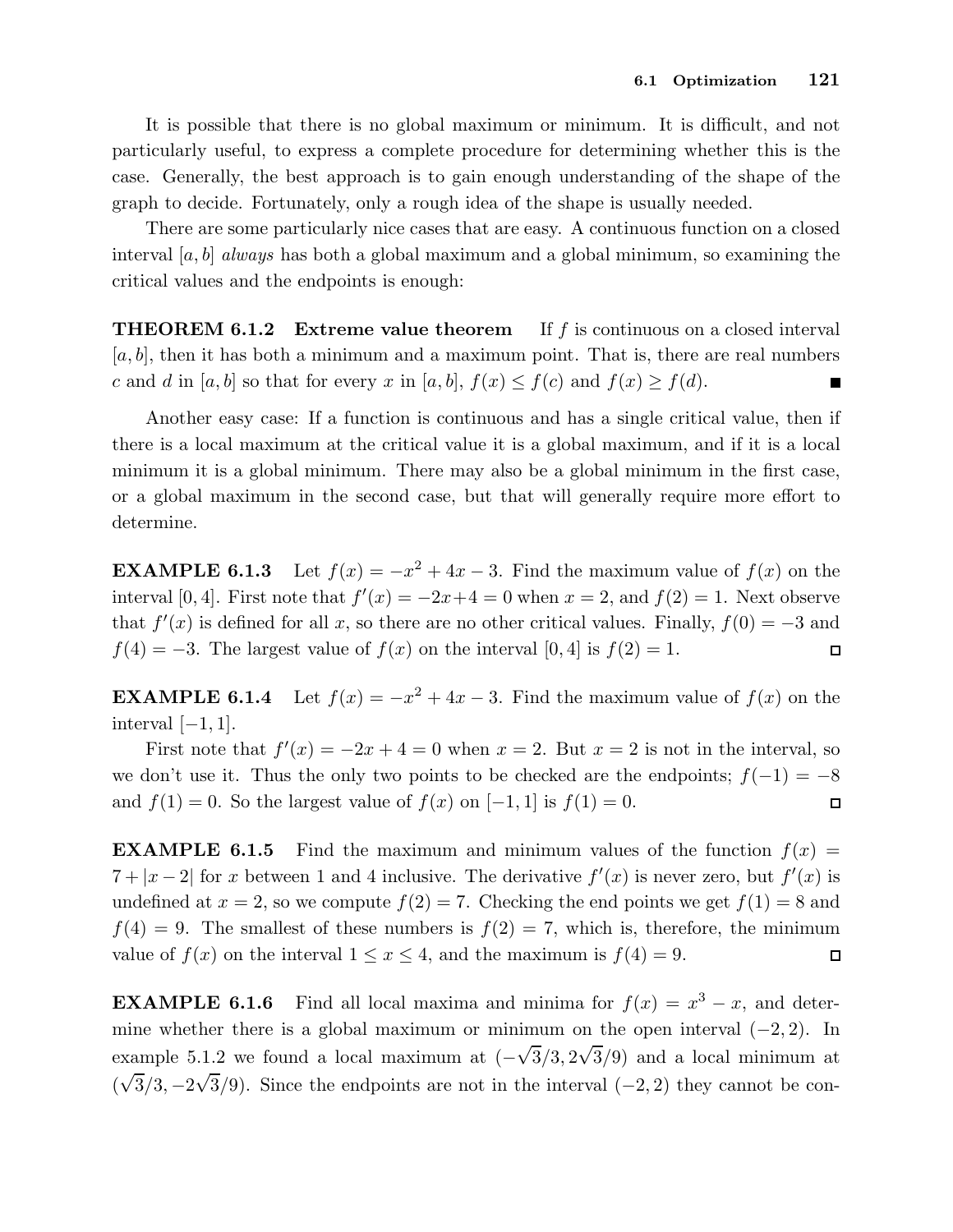It is possible that there is no global maximum or minimum. It is difficult, and not particularly useful, to express a complete procedure for determining whether this is the case. Generally, the best approach is to gain enough understanding of the shape of the graph to decide. Fortunately, only a rough idea of the shape is usually needed.

There are some particularly nice cases that are easy. A continuous function on a closed interval $[a, b]$ *always* has both a global maximum and a global minimum, so examining the critical values and the endpoints is enough:

**THEOREM 6.1.2 Extreme value theorem** If $f$ is continuous on a closed interval $[a, b]$, then it has both a minimum and a maximum point. That is, there are real numbers $c$ and $d$ in $[a, b]$ so that for every $x$ in $[a, b]$, $f(x) \leq f(c)$ and $f(x) \geq f(d)$. ∎

Another easy case: If a function is continuous and has a single critical value, then if there is a local maximum at the critical value it is a global maximum, and if it is a local minimum it is a global minimum. There may also be a global minimum in the first case, or a global maximum in the second case, but that will generally require more effort to determine.

**EXAMPLE 6.1.3** Let $f(x) = -x^2 + 4x - 3$. Find the maximum value of $f(x)$ on the interval $[0, 4]$. First note that $f'(x) = -2x + 4 = 0$ when $x = 2$, and $f(2) = 1$. Next observe that $f'(x)$ is defined for all $x$, so there are no other critical values. Finally, $f(0) = -3$ and $f(4) = -3$. The largest value of $f(x)$ on the interval $[0, 4]$ is $f(2) = 1$. □

**EXAMPLE 6.1.4** Let $f(x) = -x^2 + 4x - 3$. Find the maximum value of $f(x)$ on the interval $[-1, 1]$.

First note that $f'(x) = -2x + 4 = 0$ when $x = 2$. But $x = 2$ is not in the interval, so we don't use it. Thus the only two points to be checked are the endpoints; $f(-1) = -8$ and $f(1) = 0$. So the largest value of $f(x)$ on $[-1, 1]$ is $f(1) = 0$. □

**EXAMPLE 6.1.5** Find the maximum and minimum values of the function $f(x) = 7 + |x - 2|$ for $x$ between 1 and 4 inclusive. The derivative $f'(x)$ is never zero, but $f'(x)$ is undefined at $x = 2$, so we compute $f(2) = 7$. Checking the end points we get $f(1) = 8$ and $f(4) = 9$. The smallest of these numbers is $f(2) = 7$, which is, therefore, the minimum value of $f(x)$ on the interval $1 \leq x \leq 4$, and the maximum is $f(4) = 9$. □

**EXAMPLE 6.1.6** Find all local maxima and minima for $f(x) = x^3 - x$, and determine whether there is a global maximum or minimum on the open interval $(-2, 2)$. In example 5.1.2 we found a local maximum at $(-\sqrt{3}/3, 2\sqrt{3}/9)$ and a local minimum at $(\sqrt{3}/3, -2\sqrt{3}/9)$. Since the endpoints are not in the interval $(-2, 2)$ they cannot be con-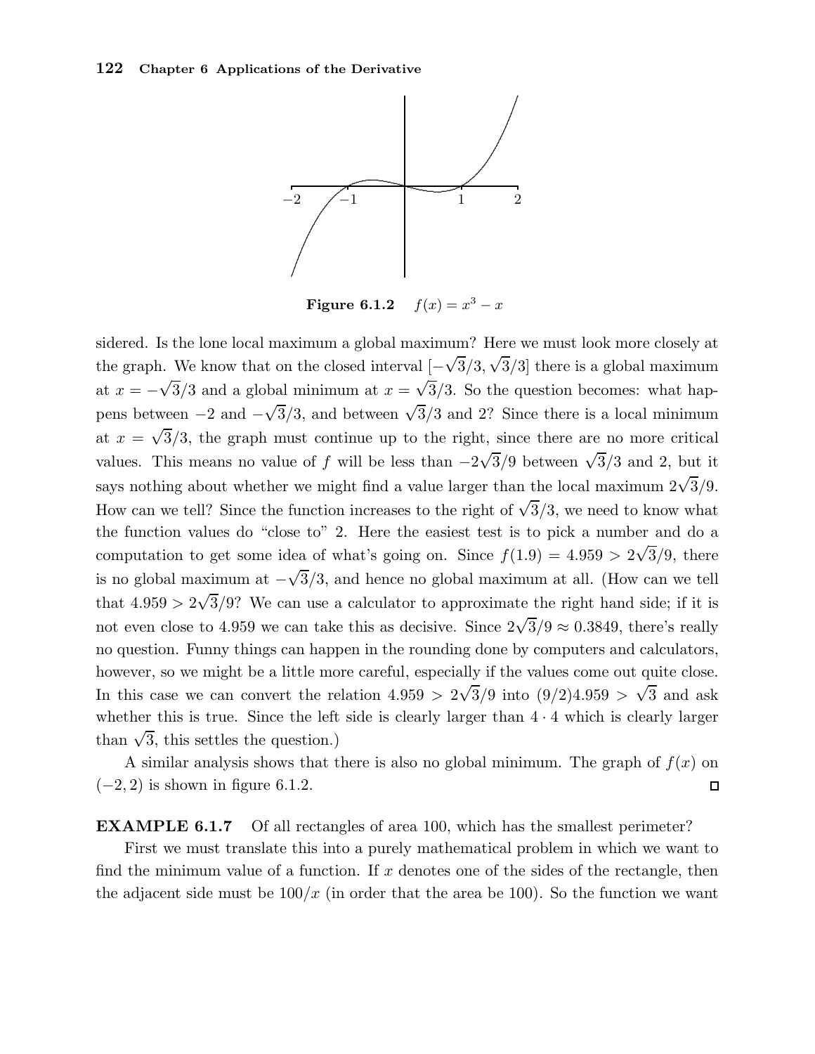**Figure 6.1.2** $f(x) = x^3 - x$

sidered. Is the lone local maximum a global maximum? Here we must look more closely at the graph. We know that on the closed interval $[-\sqrt{3}/3, \sqrt{3}/3]$ there is a global maximum at $x = -\sqrt{3}/3$ and a global minimum at $x = \sqrt{3}/3$. So the question becomes: what happens between $-2$ and $-\sqrt{3}/3$, and between $\sqrt{3}/3$ and 2? Since there is a local minimum at $x = \sqrt{3}/3$, the graph must continue up to the right, since there are no more critical values. This means no value of $f$ will be less than $-2\sqrt{3}/9$ between $\sqrt{3}/3$ and 2, but it says nothing about whether we might find a value larger than the local maximum $2\sqrt{3}/9$. How can we tell? Since the function increases to the right of $\sqrt{3}/3$, we need to know what the function values do "close to" 2. Here the easiest test is to pick a number and do a computation to get some idea of what's going on. Since $f(1.9) = 4.959 > 2\sqrt{3}/9$, there is no global maximum at $-\sqrt{3}/3$, and hence no global maximum at all. (How can we tell that $4.959 > 2\sqrt{3}/9$? We can use a calculator to approximate the right hand side; if it is not even close to 4.959 we can take this as decisive. Since $2\sqrt{3}/9 \approx 0.3849$, there's really no question. Funny things can happen in the rounding done by computers and calculators, however, so we might be a little more careful, especially if the values come out quite close. In this case we can convert the relation $4.959 > 2\sqrt{3}/9$ into $(9/2)4.959 > \sqrt{3}$ and ask whether this is true. Since the left side is clearly larger than $4 \cdot 4$ which is clearly larger than $\sqrt{3}$, this settles the question.)

A similar analysis shows that there is also no global minimum. The graph of $f(x)$ on $(-2, 2)$ is shown in figure 6.1.2. □

**EXAMPLE 6.1.7** Of all rectangles of area 100, which has the smallest perimeter?

First we must translate this into a purely mathematical problem in which we want to find the minimum value of a function. If $x$ denotes one of the sides of the rectangle, then the adjacent side must be $100/x$ (in order that the area be 100). So the function we want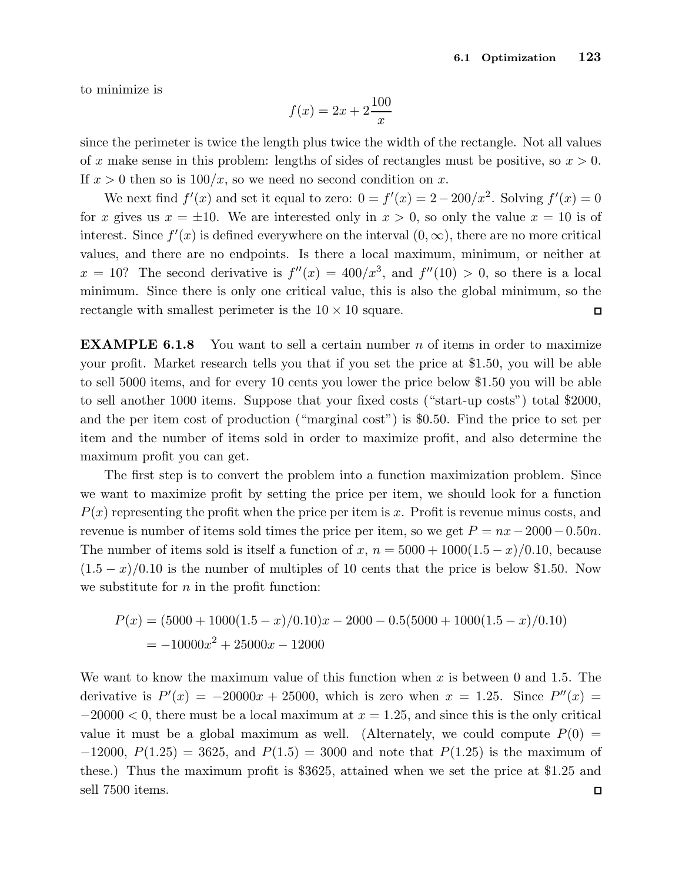to minimize is

$$f(x) = 2x + 2\frac{100}{x}$$

since the perimeter is twice the length plus twice the width of the rectangle. Not all values of $x$ make sense in this problem: lengths of sides of rectangles must be positive, so $x > 0$. If $x > 0$ then so is $100/x$, so we need no second condition on $x$.

We next find $f'(x)$ and set it equal to zero: $0 = f'(x) = 2 - 200/x^2$. Solving $f'(x) = 0$ for $x$ gives us $x = \pm 10$. We are interested only in $x > 0$, so only the value $x = 10$ is of interest. Since $f'(x)$ is defined everywhere on the interval $(0, \infty)$, there are no more critical values, and there are no endpoints. Is there a local maximum, minimum, or neither at $x = 10$? The second derivative is $f''(x) = 400/x^3$, and $f''(10) > 0$, so there is a local minimum. Since there is only one critical value, this is also the global minimum, so the rectangle with smallest perimeter is the $10 \times 10$ square. □

**EXAMPLE 6.1.8** You want to sell a certain number $n$ of items in order to maximize your profit. Market research tells you that if you set the price at \$1.50, you will be able to sell 5000 items, and for every 10 cents you lower the price below \$1.50 you will be able to sell another 1000 items. Suppose that your fixed costs ("start-up costs") total \$2000, and the per item cost of production ("marginal cost") is \$0.50. Find the price to set per item and the number of items sold in order to maximize profit, and also determine the maximum profit you can get.

The first step is to convert the problem into a function maximization problem. Since we want to maximize profit by setting the price per item, we should look for a function $P(x)$ representing the profit when the price per item is $x$. Profit is revenue minus costs, and revenue is number of items sold times the price per item, so we get $P = nx - 2000 - 0.50n$. The number of items sold is itself a function of $x$, $n = 5000 + 1000(1.5 - x)/0.10$, because $(1.5 - x)/0.10$ is the number of multiples of 10 cents that the price is below \$1.50. Now we substitute for $n$ in the profit function:

$$\begin{aligned}
P(x) &= (5000 + 1000(1.5 - x)/0.10)x - 2000 - 0.5(5000 + 1000(1.5 - x)/0.10) \\
&= -10000x^2 + 25000x - 12000
\end{aligned}$$

We want to know the maximum value of this function when $x$ is between 0 and 1.5. The derivative is $P'(x) = -20000x + 25000$, which is zero when $x = 1.25$. Since $P''(x) = -20000 < 0$, there must be a local maximum at $x = 1.25$, and since this is the only critical value it must be a global maximum as well. (Alternately, we could compute $P(0) = -12000$, $P(1.25) = 3625$, and $P(1.5) = 3000$ and note that $P(1.25)$ is the maximum of these.) Thus the maximum profit is \$3625, attained when we set the price at \$1.25 and sell 7500 items. □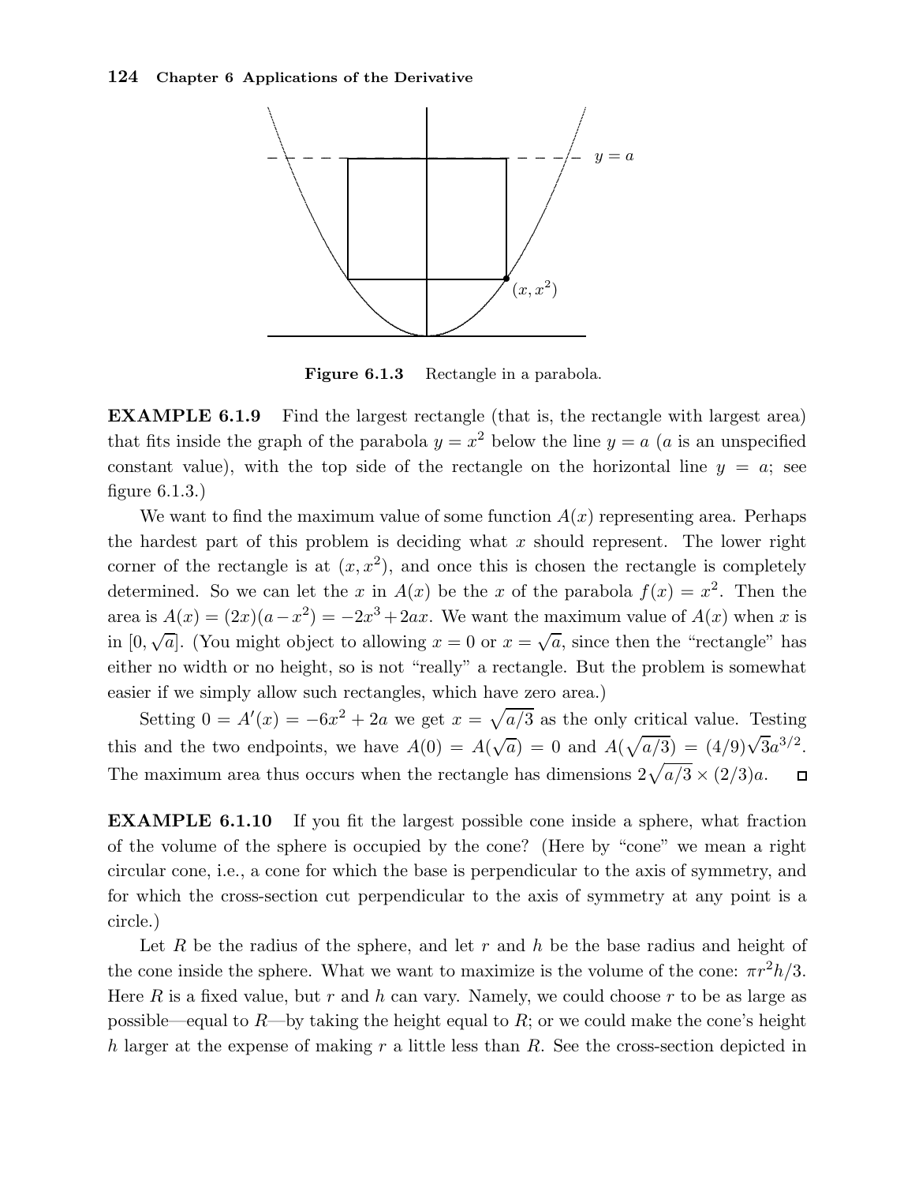Figure 6.1.3 Rectangle in a parabola.

**EXAMPLE 6.1.9** Find the largest rectangle (that is, the rectangle with largest area) that fits inside the graph of the parabola $y = x^2$ below the line $y = a$ ($a$ is an unspecified constant value), with the top side of the rectangle on the horizontal line $y = a$; see figure 6.1.3.)

We want to find the maximum value of some function $A(x)$ representing area. Perhaps the hardest part of this problem is deciding what $x$ should represent. The lower right corner of the rectangle is at $(x, x^2)$, and once this is chosen the rectangle is completely determined. So we can let the $x$ in $A(x)$ be the $x$ of the parabola $f(x) = x^2$. Then the area is $A(x) = (2x)(a - x^2) = -2x^3 + 2ax$. We want the maximum value of $A(x)$ when $x$ is in $[0, \sqrt{a}]$. (You might object to allowing $x = 0$ or $x = \sqrt{a}$, since then the "rectangle" has either no width or no height, so is not "really" a rectangle. But the problem is somewhat easier if we simply allow such rectangles, which have zero area.)

Setting $0 = A'(x) = -6x^2 + 2a$ we get $x = \sqrt{a/3}$ as the only critical value. Testing this and the two endpoints, we have $A(0) = A(\sqrt{a}) = 0$ and $A(\sqrt{a/3}) = (4/9)\sqrt{3}a^{3/2}$. The maximum area thus occurs when the rectangle has dimensions $2\sqrt{a/3} \times (2/3)a$. □

**EXAMPLE 6.1.10** If you fit the largest possible cone inside a sphere, what fraction of the volume of the sphere is occupied by the cone? (Here by "cone" we mean a right circular cone, i.e., a cone for which the base is perpendicular to the axis of symmetry, and for which the cross-section cut perpendicular to the axis of symmetry at any point is a circle.)

Let $R$ be the radius of the sphere, and let $r$ and $h$ be the base radius and height of the cone inside the sphere. What we want to maximize is the volume of the cone: $\pi r^2 h/3$. Here $R$ is a fixed value, but $r$ and $h$ can vary. Namely, we could choose $r$ to be as large as possible—equal to $R$—by taking the height equal to $R$; or we could make the cone's height $h$ larger at the expense of making $r$ a little less than $R$. See the cross-section depicted in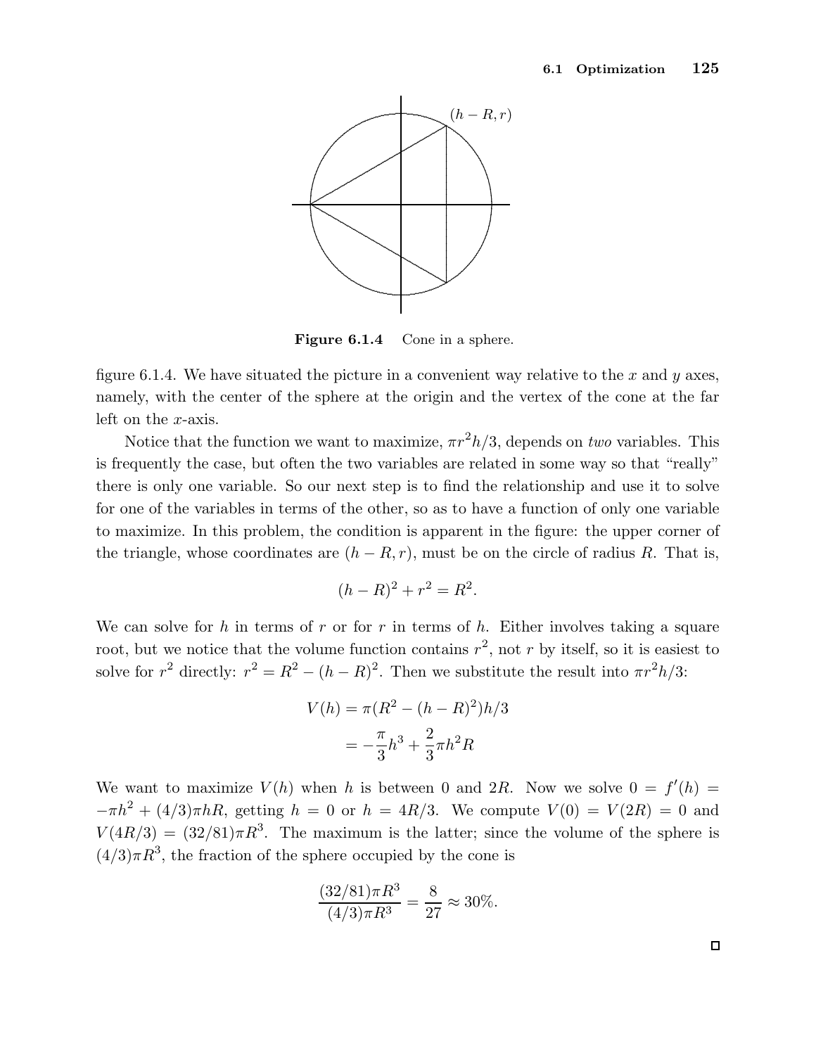Figure 6.1.4 Cone in a sphere.

figure 6.1.4. We have situated the picture in a convenient way relative to the $x$ and $y$ axes, namely, with the center of the sphere at the origin and the vertex of the cone at the far left on the $x$-axis.

Notice that the function we want to maximize, $\pi r^2 h/3$, depends on *two* variables. This is frequently the case, but often the two variables are related in some way so that "really" there is only one variable. So our next step is to find the relationship and use it to solve for one of the variables in terms of the other, so as to have a function of only one variable to maximize. In this problem, the condition is apparent in the figure: the upper corner of the triangle, whose coordinates are $(h-R, r)$, must be on the circle of radius $R$. That is,

$$(h-R)^2 + r^2 = R^2.$$

We can solve for $h$ in terms of $r$ or for $r$ in terms of $h$. Either involves taking a square root, but we notice that the volume function contains $r^2$, not $r$ by itself, so it is easiest to solve for $r^2$ directly: $r^2 = R^2 - (h-R)^2$. Then we substitute the result into $\pi r^2 h/3$:

$$\begin{aligned} V(h) &= \pi(R^2 - (h-R)^2)h/3 \\ &= -\frac{\pi}{3}h^3 + \frac{2}{3}\pi h^2 R \end{aligned}$$

We want to maximize $V(h)$ when $h$ is between 0 and $2R$. Now we solve $0 = f'(h) = -\pi h^2 + (4/3)\pi h R$, getting $h = 0$ or $h = 4R/3$. We compute $V(0) = V(2R) = 0$ and $V(4R/3) = (32/81)\pi R^3$. The maximum is the latter; since the volume of the sphere is $(4/3)\pi R^3$, the fraction of the sphere occupied by the cone is

$$\frac{(32/81)\pi R^3}{(4/3)\pi R^3} = \frac{8}{27} \approx 30\%.$$

□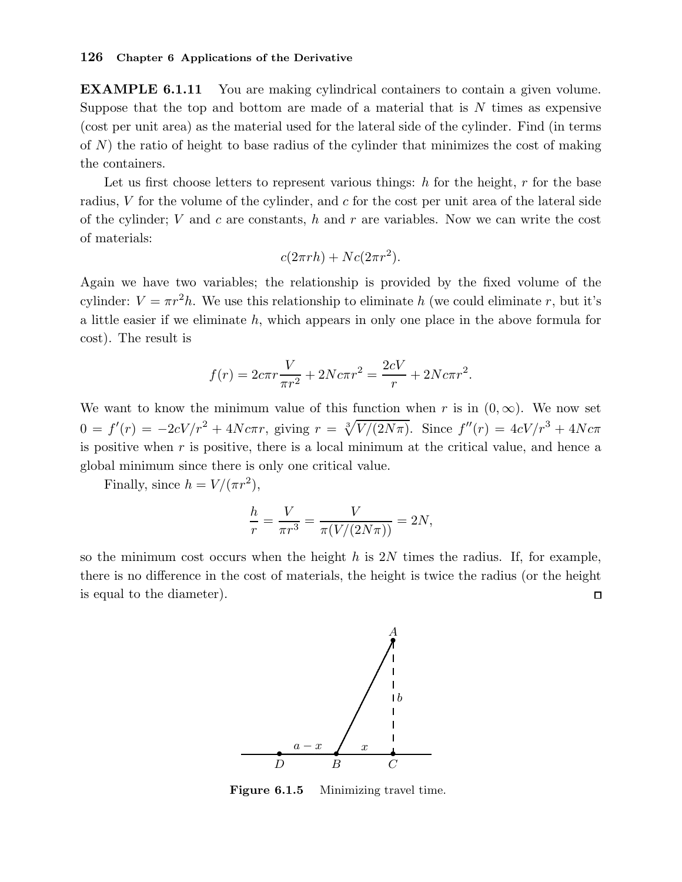**EXAMPLE 6.1.11** You are making cylindrical containers to contain a given volume. Suppose that the top and bottom are made of a material that is $N$ times as expensive (cost per unit area) as the material used for the lateral side of the cylinder. Find (in terms of $N$) the ratio of height to base radius of the cylinder that minimizes the cost of making the containers.

Let us first choose letters to represent various things: $h$ for the height, $r$ for the base radius, $V$ for the volume of the cylinder, and $c$ for the cost per unit area of the lateral side of the cylinder; $V$ and $c$ are constants, $h$ and $r$ are variables. Now we can write the cost of materials:

$$c(2\pi rh) + Nc(2\pi r^2).$$

Again we have two variables; the relationship is provided by the fixed volume of the cylinder: $V = \pi r^2 h$. We use this relationship to eliminate $h$ (we could eliminate $r$, but it's a little easier if we eliminate $h$, which appears in only one place in the above formula for cost). The result is

$$f(r) = 2c\pi r \frac{V}{\pi r^2} + 2Nc\pi r^2 = \frac{2cV}{r} + 2Nc\pi r^2.$$

We want to know the minimum value of this function when $r$ is in $(0, \infty)$. We now set $0 = f'(r) = -2cV/r^2 + 4Nc\pi r$, giving $r = \sqrt[3]{V/(2N\pi)}$. Since $f''(r) = 4cV/r^3 + 4Nc\pi$ is positive when $r$ is positive, there is a local minimum at the critical value, and hence a global minimum since there is only one critical value.

Finally, since $h = V/(\pi r^2)$,

$$\frac{h}{r} = \frac{V}{\pi r^3} = \frac{V}{\pi(V/(2N\pi))} = 2N,$$

so the minimum cost occurs when the height $h$ is $2N$ times the radius. If, for example, there is no difference in the cost of materials, the height is twice the radius (or the height is equal to the diameter). □

**Figure 6.1.5** Minimizing travel time.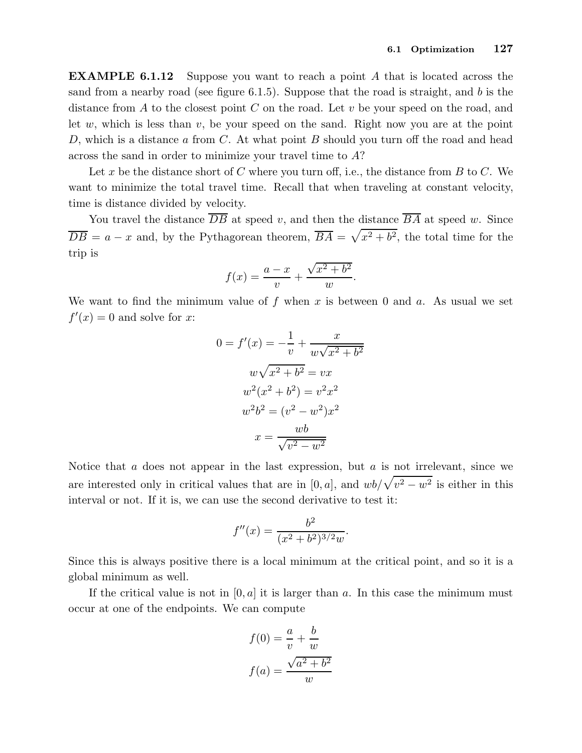**EXAMPLE 6.1.12** Suppose you want to reach a point $A$ that is located across the sand from a nearby road (see figure 6.1.5). Suppose that the road is straight, and $b$ is the distance from $A$ to the closest point $C$ on the road. Let $v$ be your speed on the road, and let $w$, which is less than $v$, be your speed on the sand. Right now you are at the point $D$, which is a distance $a$ from $C$. At what point $B$ should you turn off the road and head across the sand in order to minimize your travel time to $A$?

Let $x$ be the distance short of $C$ where you turn off, i.e., the distance from $B$ to $C$. We want to minimize the total travel time. Recall that when traveling at constant velocity, time is distance divided by velocity.

You travel the distance $\overline{DB}$ at speed $v$, and then the distance $\overline{BA}$ at speed $w$. Since $\overline{DB} = a - x$ and, by the Pythagorean theorem, $\overline{BA} = \sqrt{x^2 + b^2}$, the total time for the trip is

$$f(x) = \frac{a-x}{v} + \frac{\sqrt{x^2+b^2}}{w}.$$

We want to find the minimum value of $f$ when $x$ is between 0 and $a$. As usual we set $f'(x) = 0$ and solve for $x$:

$$0 = f'(x) = -\frac{1}{v} + \frac{x}{w\sqrt{x^2+b^2}}$$

$$w\sqrt{x^2+b^2} = vx$$

$$w^2(x^2+b^2) = v^2x^2$$

$$w^2b^2 = (v^2 - w^2)x^2$$

$$x = \frac{wb}{\sqrt{v^2-w^2}}$$

Notice that $a$ does not appear in the last expression, but $a$ is not irrelevant, since we are interested only in critical values that are in $[0, a]$, and $wb/\sqrt{v^2-w^2}$ is either in this interval or not. If it is, we can use the second derivative to test it:

$$f''(x) = \frac{b^2}{(x^2+b^2)^{3/2}w}.$$

Since this is always positive there is a local minimum at the critical point, and so it is a global minimum as well.

If the critical value is not in $[0, a]$ it is larger than $a$. In this case the minimum must occur at one of the endpoints. We can compute

$$f(0) = \frac{a}{v} + \frac{b}{w}$$

$$f(a) = \frac{\sqrt{a^2+b^2}}{w}$$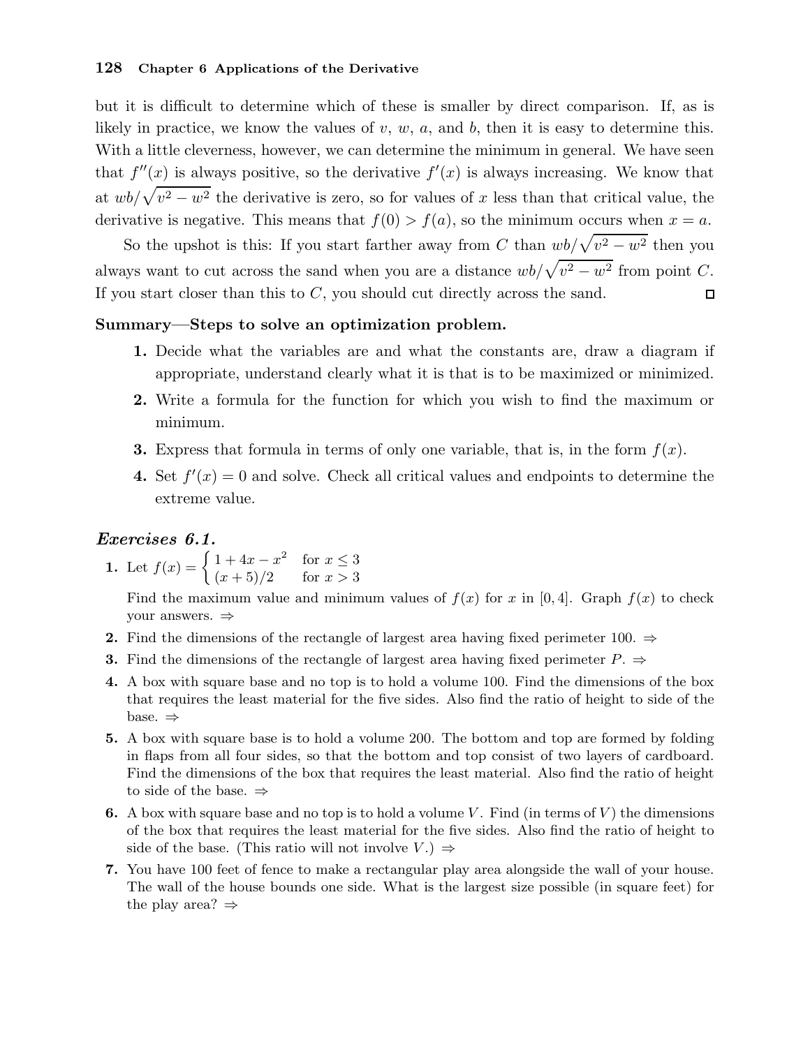but it is difficult to determine which of these is smaller by direct comparison. If, as is likely in practice, we know the values of $v$, $w$, $a$, and $b$, then it is easy to determine this. With a little cleverness, however, we can determine the minimum in general. We have seen that $f''(x)$ is always positive, so the derivative $f'(x)$ is always increasing. We know that at $wb/\sqrt{v^2 - w^2}$ the derivative is zero, so for values of $x$ less than that critical value, the derivative is negative. This means that $f(0) > f(a)$, so the minimum occurs when $x = a$.

So the upshot is this: If you start farther away from $C$ than $wb/\sqrt{v^2 - w^2}$ then you always want to cut across the sand when you are a distance $wb/\sqrt{v^2 - w^2}$ from point $C$. If you start closer than this to $C$, you should cut directly across the sand. □

**Summary—Steps to solve an optimization problem.**

1. Decide what the variables are and what the constants are, draw a diagram if appropriate, understand clearly what it is that is to be maximized or minimized.
2. Write a formula for the function for which you wish to find the maximum or minimum.
3. Express that formula in terms of only one variable, that is, in the form $f(x)$.
4. Set $f'(x) = 0$ and solve. Check all critical values and endpoints to determine the extreme value.

### *Exercises 6.1.*

1. Let $f(x) = \begin{cases} 1 + 4x - x^2 & \text{for } x \le 3 \\ (x+5)/2 & \text{for } x > 3 \end{cases}$

   Find the maximum value and minimum values of $f(x)$ for $x$ in $[0, 4]$. Graph $f(x)$ to check your answers. ⇒
2. Find the dimensions of the rectangle of largest area having fixed perimeter 100. ⇒
3. Find the dimensions of the rectangle of largest area having fixed perimeter $P$. ⇒
4. A box with square base and no top is to hold a volume 100. Find the dimensions of the box that requires the least material for the five sides. Also find the ratio of height to side of the base. ⇒
5. A box with square base is to hold a volume 200. The bottom and top are formed by folding in flaps from all four sides, so that the bottom and top consist of two layers of cardboard. Find the dimensions of the box that requires the least material. Also find the ratio of height to side of the base. ⇒
6. A box with square base and no top is to hold a volume $V$. Find (in terms of $V$) the dimensions of the box that requires the least material for the five sides. Also find the ratio of height to side of the base. (This ratio will not involve $V$.) ⇒
7. You have 100 feet of fence to make a rectangular play area alongside the wall of your house. The wall of the house bounds one side. What is the largest size possible (in square feet) for the play area? ⇒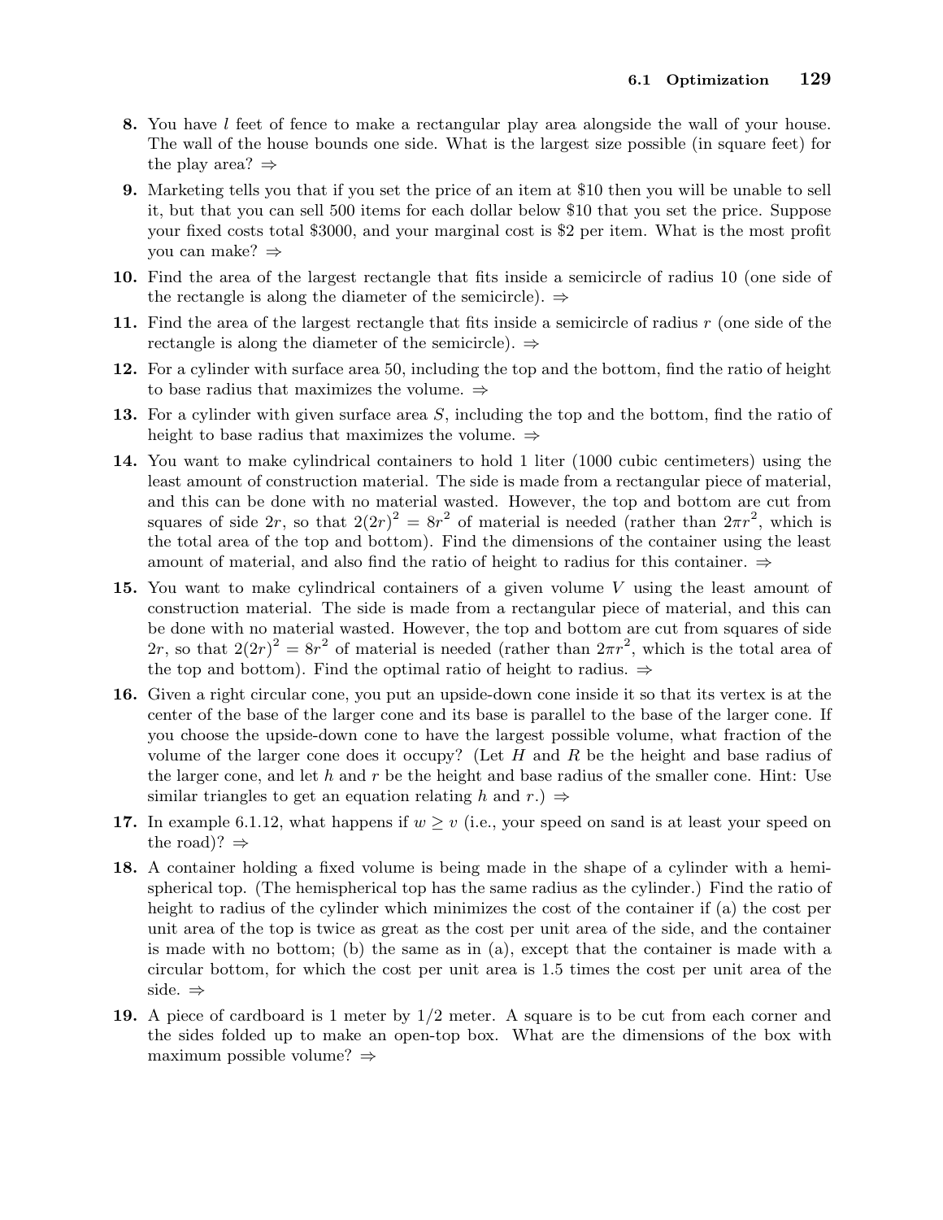**8.** You have $l$ feet of fence to make a rectangular play area alongside the wall of your house. The wall of the house bounds one side. What is the largest size possible (in square feet) for the play area? ⇒

**9.** Marketing tells you that if you set the price of an item at \$10 then you will be unable to sell it, but that you can sell 500 items for each dollar below \$10 that you set the price. Suppose your fixed costs total \$3000, and your marginal cost is \$2 per item. What is the most profit you can make? ⇒

**10.** Find the area of the largest rectangle that fits inside a semicircle of radius 10 (one side of the rectangle is along the diameter of the semicircle). ⇒

**11.** Find the area of the largest rectangle that fits inside a semicircle of radius $r$ (one side of the rectangle is along the diameter of the semicircle). ⇒

**12.** For a cylinder with surface area 50, including the top and the bottom, find the ratio of height to base radius that maximizes the volume. ⇒

**13.** For a cylinder with given surface area $S$, including the top and the bottom, find the ratio of height to base radius that maximizes the volume. ⇒

**14.** You want to make cylindrical containers to hold 1 liter (1000 cubic centimeters) using the least amount of construction material. The side is made from a rectangular piece of material, and this can be done with no material wasted. However, the top and bottom are cut from squares of side $2r$, so that $2(2r)^2 = 8r^2$ of material is needed (rather than $2\pi r^2$, which is the total area of the top and bottom). Find the dimensions of the container using the least amount of material, and also find the ratio of height to radius for this container. ⇒

**15.** You want to make cylindrical containers of a given volume $V$ using the least amount of construction material. The side is made from a rectangular piece of material, and this can be done with no material wasted. However, the top and bottom are cut from squares of side $2r$, so that $2(2r)^2 = 8r^2$ of material is needed (rather than $2\pi r^2$, which is the total area of the top and bottom). Find the optimal ratio of height to radius. ⇒

**16.** Given a right circular cone, you put an upside-down cone inside it so that its vertex is at the center of the base of the larger cone and its base is parallel to the base of the larger cone. If you choose the upside-down cone to have the largest possible volume, what fraction of the volume of the larger cone does it occupy? (Let $H$ and $R$ be the height and base radius of the larger cone, and let $h$ and $r$ be the height and base radius of the smaller cone. Hint: Use similar triangles to get an equation relating $h$ and $r$.) ⇒

**17.** In example 6.1.12, what happens if $w \geq v$ (i.e., your speed on sand is at least your speed on the road)? ⇒

**18.** A container holding a fixed volume is being made in the shape of a cylinder with a hemispherical top. (The hemispherical top has the same radius as the cylinder.) Find the ratio of height to radius of the cylinder which minimizes the cost of the container if (a) the cost per unit area of the top is twice as great as the cost per unit area of the side, and the container is made with no bottom; (b) the same as in (a), except that the container is made with a circular bottom, for which the cost per unit area is 1.5 times the cost per unit area of the side. ⇒

**19.** A piece of cardboard is 1 meter by 1/2 meter. A square is to be cut from each corner and the sides folded up to make an open-top box. What are the dimensions of the box with maximum possible volume? ⇒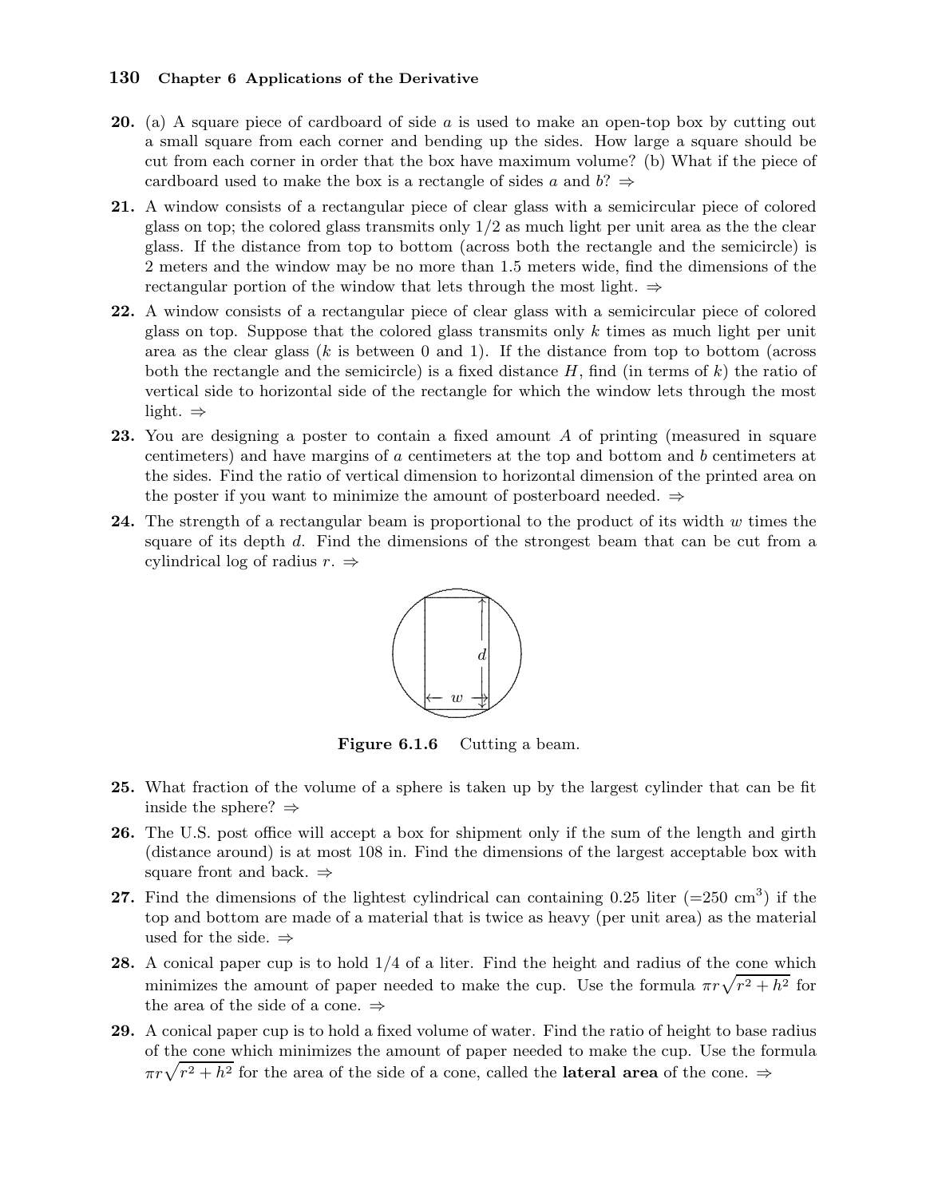**20.** (a) A square piece of cardboard of side $a$ is used to make an open-top box by cutting out a small square from each corner and bending up the sides. How large a square should be cut from each corner in order that the box have maximum volume? (b) What if the piece of cardboard used to make the box is a rectangle of sides $a$ and $b$? ⇒

**21.** A window consists of a rectangular piece of clear glass with a semicircular piece of colored glass on top; the colored glass transmits only $1/2$ as much light per unit area as the the clear glass. If the distance from top to bottom (across both the rectangle and the semicircle) is 2 meters and the window may be no more than 1.5 meters wide, find the dimensions of the rectangular portion of the window that lets through the most light. ⇒

**22.** A window consists of a rectangular piece of clear glass with a semicircular piece of colored glass on top. Suppose that the colored glass transmits only $k$ times as much light per unit area as the clear glass ($k$ is between 0 and 1). If the distance from top to bottom (across both the rectangle and the semicircle) is a fixed distance $H$, find (in terms of $k$) the ratio of vertical side to horizontal side of the rectangle for which the window lets through the most light. ⇒

**23.** You are designing a poster to contain a fixed amount $A$ of printing (measured in square centimeters) and have margins of $a$ centimeters at the top and bottom and $b$ centimeters at the sides. Find the ratio of vertical dimension to horizontal dimension of the printed area on the poster if you want to minimize the amount of posterboard needed. ⇒

**24.** The strength of a rectangular beam is proportional to the product of its width $w$ times the square of its depth $d$. Find the dimensions of the strongest beam that can be cut from a cylindrical log of radius $r$. ⇒

**Figure 6.1.6** Cutting a beam.

**25.** What fraction of the volume of a sphere is taken up by the largest cylinder that can be fit inside the sphere? ⇒

**26.** The U.S. post office will accept a box for shipment only if the sum of the length and girth (distance around) is at most 108 in. Find the dimensions of the largest acceptable box with square front and back. ⇒

**27.** Find the dimensions of the lightest cylindrical can containing 0.25 liter ($=250$ cm$^3$) if the top and bottom are made of a material that is twice as heavy (per unit area) as the material used for the side. ⇒

**28.** A conical paper cup is to hold $1/4$ of a liter. Find the height and radius of the cone which minimizes the amount of paper needed to make the cup. Use the formula $\pi r\sqrt{r^2+h^2}$ for the area of the side of a cone. ⇒

**29.** A conical paper cup is to hold a fixed volume of water. Find the ratio of height to base radius of the cone which minimizes the amount of paper needed to make the cup. Use the formula $\pi r\sqrt{r^2+h^2}$ for the area of the side of a cone, called the **lateral area** of the cone. ⇒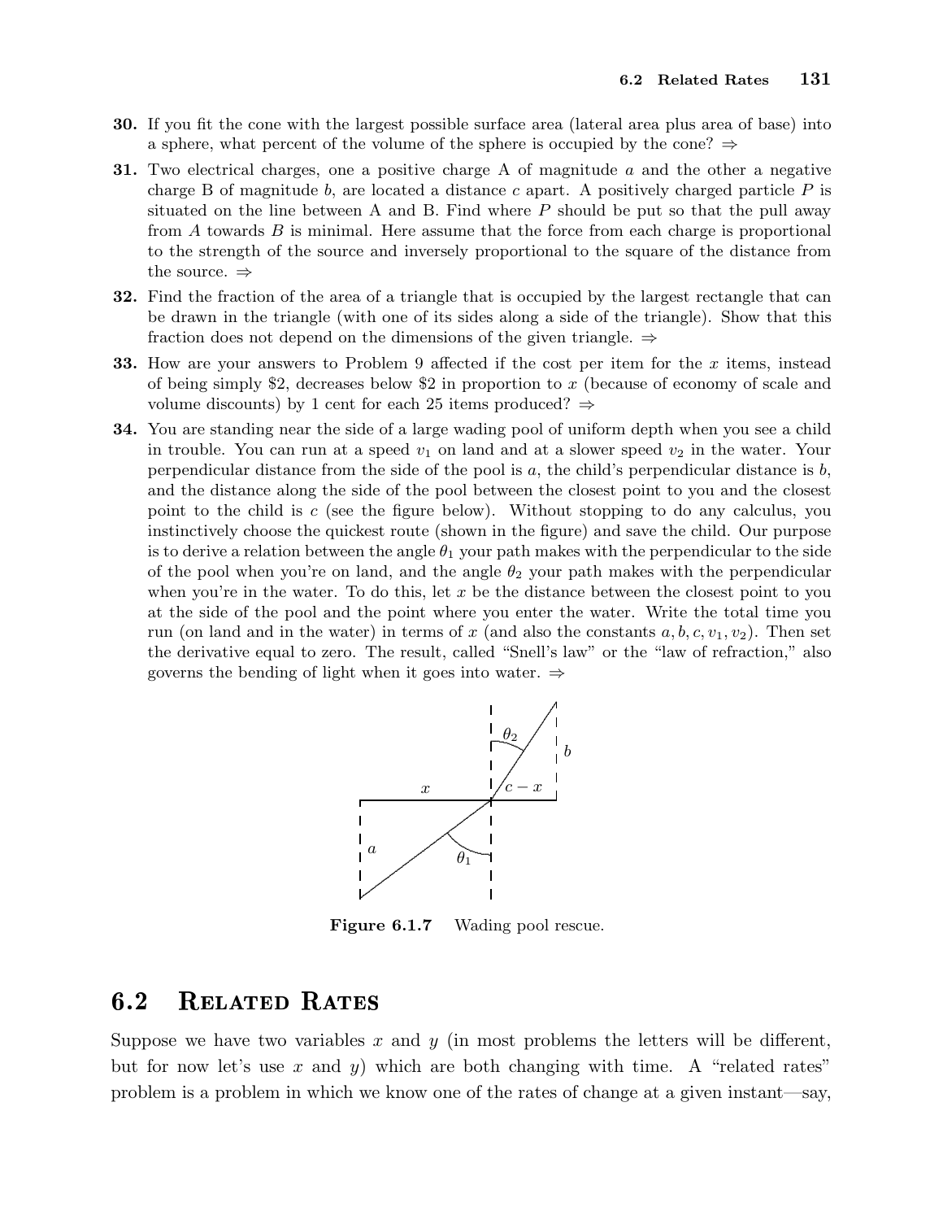**30.** If you fit the cone with the largest possible surface area (lateral area plus area of base) into a sphere, what percent of the volume of the sphere is occupied by the cone? ⇒

**31.** Two electrical charges, one a positive charge A of magnitude $a$ and the other a negative charge B of magnitude $b$, are located a distance $c$ apart. A positively charged particle $P$ is situated on the line between A and B. Find where $P$ should be put so that the pull away from $A$ towards $B$ is minimal. Here assume that the force from each charge is proportional to the strength of the source and inversely proportional to the square of the distance from the source. ⇒

**32.** Find the fraction of the area of a triangle that is occupied by the largest rectangle that can be drawn in the triangle (with one of its sides along a side of the triangle). Show that this fraction does not depend on the dimensions of the given triangle. ⇒

**33.** How are your answers to Problem 9 affected if the cost per item for the $x$ items, instead of being simply \$2, decreases below \$2 in proportion to $x$ (because of economy of scale and volume discounts) by 1 cent for each 25 items produced? ⇒

**34.** You are standing near the side of a large wading pool of uniform depth when you see a child in trouble. You can run at a speed $v_1$ on land and at a slower speed $v_2$ in the water. Your perpendicular distance from the side of the pool is $a$, the child's perpendicular distance is $b$, and the distance along the side of the pool between the closest point to you and the closest point to the child is $c$ (see the figure below). Without stopping to do any calculus, you instinctively choose the quickest route (shown in the figure) and save the child. Our purpose is to derive a relation between the angle $\theta_1$ your path makes with the perpendicular to the side of the pool when you're on land, and the angle $\theta_2$ your path makes with the perpendicular when you're in the water. To do this, let $x$ be the distance between the closest point to you at the side of the pool and the point where you enter the water. Write the total time you run (on land and in the water) in terms of $x$ (and also the constants $a, b, c, v_1, v_2$). Then set the derivative equal to zero. The result, called "Snell's law" or the "law of refraction," also governs the bending of light when it goes into water. ⇒

**Figure 6.1.7** Wading pool rescue.

## 6.2 Related Rates

Suppose we have two variables $x$ and $y$ (in most problems the letters will be different, but for now let's use $x$ and $y$) which are both changing with time. A "related rates" problem is a problem in which we know one of the rates of change at a given instant—say,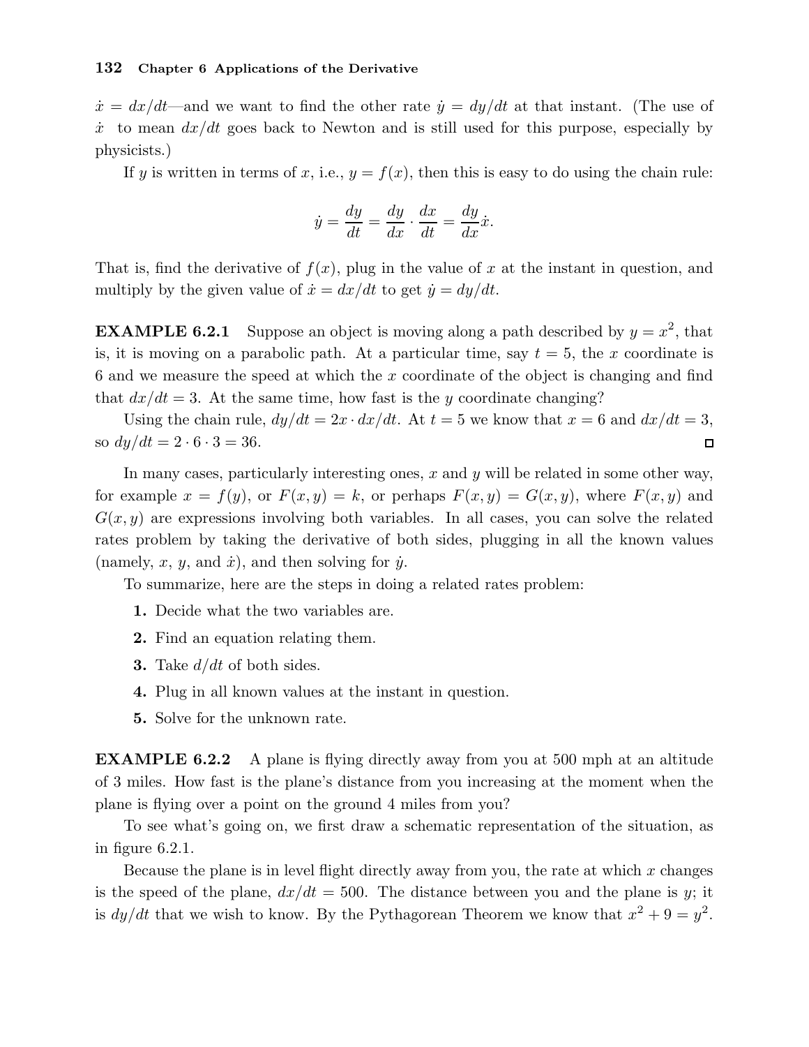$\dot{x} = dx/dt$—and we want to find the other rate $\dot{y} = dy/dt$ at that instant. (The use of $\dot{x}$ to mean $dx/dt$ goes back to Newton and is still used for this purpose, especially by physicists.)

If $y$ is written in terms of $x$, i.e., $y = f(x)$, then this is easy to do using the chain rule:

$$\dot{y} = \frac{dy}{dt} = \frac{dy}{dx} \cdot \frac{dx}{dt} = \frac{dy}{dx}\dot{x}.$$

That is, find the derivative of $f(x)$, plug in the value of $x$ at the instant in question, and multiply by the given value of $\dot{x} = dx/dt$ to get $\dot{y} = dy/dt$.

**EXAMPLE 6.2.1** Suppose an object is moving along a path described by $y = x^2$, that is, it is moving on a parabolic path. At a particular time, say $t = 5$, the $x$ coordinate is 6 and we measure the speed at which the $x$ coordinate of the object is changing and find that $dx/dt = 3$. At the same time, how fast is the $y$ coordinate changing?

Using the chain rule, $dy/dt = 2x \cdot dx/dt$. At $t = 5$ we know that $x = 6$ and $dx/dt = 3$, so $dy/dt = 2 \cdot 6 \cdot 3 = 36$. □

In many cases, particularly interesting ones, $x$ and $y$ will be related in some other way, for example $x = f(y)$, or $F(x, y) = k$, or perhaps $F(x, y) = G(x, y)$, where $F(x, y)$ and $G(x, y)$ are expressions involving both variables. In all cases, you can solve the related rates problem by taking the derivative of both sides, plugging in all the known values (namely, $x$, $y$, and $\dot{x}$), and then solving for $\dot{y}$.

To summarize, here are the steps in doing a related rates problem:

1. Decide what the two variables are.
2. Find an equation relating them.
3. Take $d/dt$ of both sides.
4. Plug in all known values at the instant in question.
5. Solve for the unknown rate.

**EXAMPLE 6.2.2** A plane is flying directly away from you at 500 mph at an altitude of 3 miles. How fast is the plane's distance from you increasing at the moment when the plane is flying over a point on the ground 4 miles from you?

To see what's going on, we first draw a schematic representation of the situation, as in figure 6.2.1.

Because the plane is in level flight directly away from you, the rate at which $x$ changes is the speed of the plane, $dx/dt = 500$. The distance between you and the plane is $y$; it is $dy/dt$ that we wish to know. By the Pythagorean Theorem we know that $x^2 + 9 = y^2$.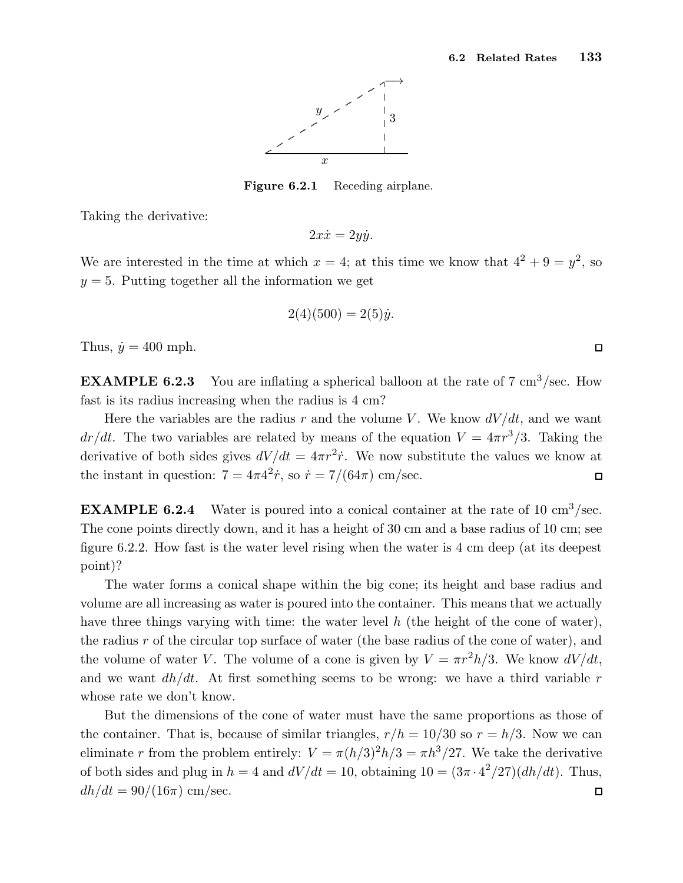Figure 6.2.1 Receding airplane.

Taking the derivative:

$$2x\dot{x} = 2y\dot{y}.$$

We are interested in the time at which $x = 4$; at this time we know that $4^2 + 9 = y^2$, so $y = 5$. Putting together all the information we get

$$2(4)(500) = 2(5)\dot{y}.$$

Thus, $\dot{y} = 400$ mph. □

**EXAMPLE 6.2.3** You are inflating a spherical balloon at the rate of 7 cm$^3$/sec. How fast is its radius increasing when the radius is 4 cm?

Here the variables are the radius $r$ and the volume $V$. We know $dV/dt$, and we want $dr/dt$. The two variables are related by means of the equation $V = 4\pi r^3/3$. Taking the derivative of both sides gives $dV/dt = 4\pi r^2 \dot{r}$. We now substitute the values we know at the instant in question: $7 = 4\pi 4^2 \dot{r}$, so $\dot{r} = 7/(64\pi)$ cm/sec. □

**EXAMPLE 6.2.4** Water is poured into a conical container at the rate of 10 cm$^3$/sec. The cone points directly down, and it has a height of 30 cm and a base radius of 10 cm; see figure 6.2.2. How fast is the water level rising when the water is 4 cm deep (at its deepest point)?

The water forms a conical shape within the big cone; its height and base radius and volume are all increasing as water is poured into the container. This means that we actually have three things varying with time: the water level $h$ (the height of the cone of water), the radius $r$ of the circular top surface of water (the base radius of the cone of water), and the volume of water $V$. The volume of a cone is given by $V = \pi r^2 h/3$. We know $dV/dt$, and we want $dh/dt$. At first something seems to be wrong: we have a third variable $r$ whose rate we don't know.

But the dimensions of the cone of water must have the same proportions as those of the container. That is, because of similar triangles, $r/h = 10/30$ so $r = h/3$. Now we can eliminate $r$ from the problem entirely: $V = \pi(h/3)^2 h/3 = \pi h^3/27$. We take the derivative of both sides and plug in $h = 4$ and $dV/dt = 10$, obtaining $10 = (3\pi \cdot 4^2/27)(dh/dt)$. Thus, $dh/dt = 90/(16\pi)$ cm/sec. □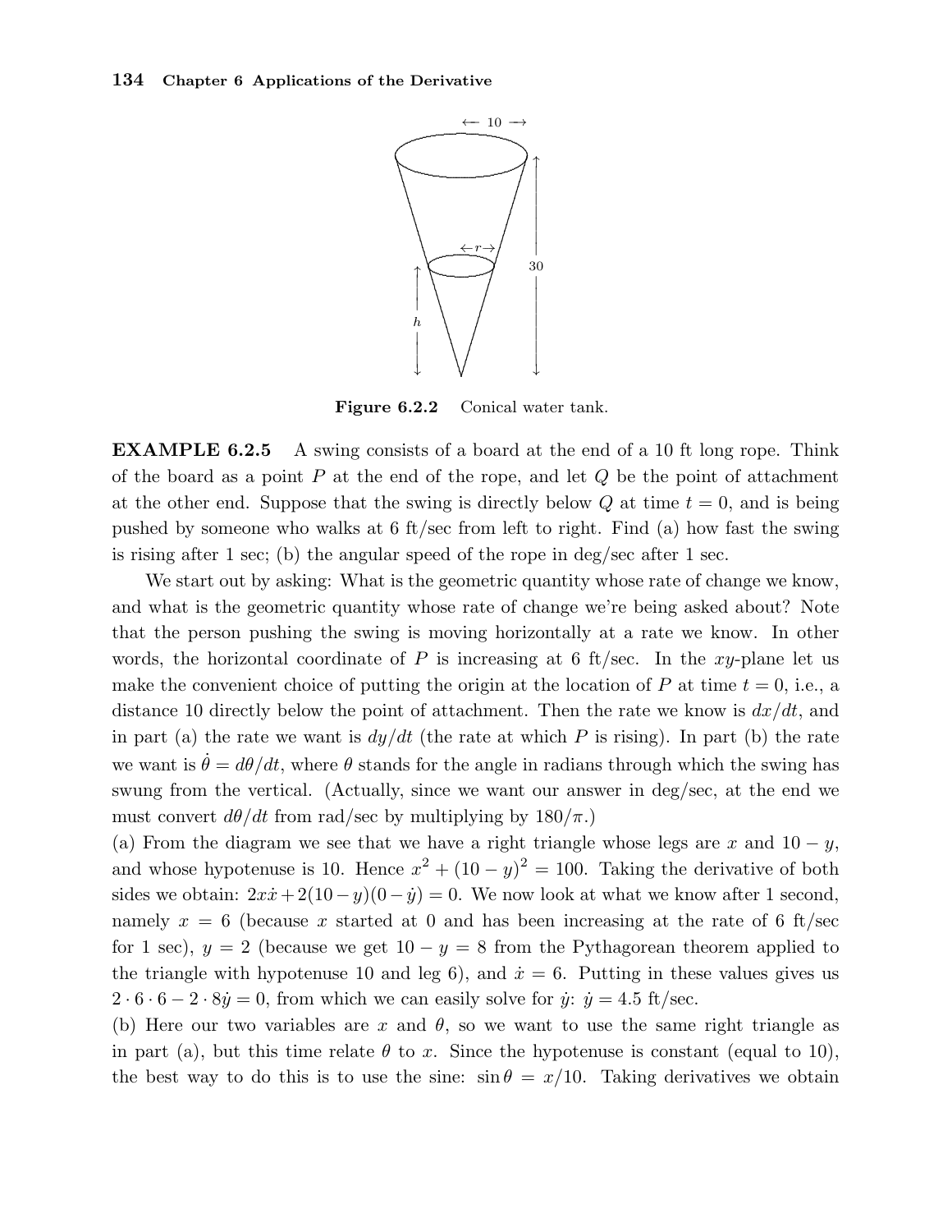Figure 6.2.2 Conical water tank.

**EXAMPLE 6.2.5** A swing consists of a board at the end of a 10 ft long rope. Think of the board as a point $P$ at the end of the rope, and let $Q$ be the point of attachment at the other end. Suppose that the swing is directly below $Q$ at time $t = 0$, and is being pushed by someone who walks at 6 ft/sec from left to right. Find (a) how fast the swing is rising after 1 sec; (b) the angular speed of the rope in deg/sec after 1 sec.

We start out by asking: What is the geometric quantity whose rate of change we know, and what is the geometric quantity whose rate of change we're being asked about? Note that the person pushing the swing is moving horizontally at a rate we know. In other words, the horizontal coordinate of $P$ is increasing at 6 ft/sec. In the $xy$-plane let us make the convenient choice of putting the origin at the location of $P$ at time $t = 0$, i.e., a distance 10 directly below the point of attachment. Then the rate we know is $dx/dt$, and in part (a) the rate we want is $dy/dt$ (the rate at which $P$ is rising). In part (b) the rate we want is $\dot{\theta} = d\theta/dt$, where $\theta$ stands for the angle in radians through which the swing has swung from the vertical. (Actually, since we want our answer in deg/sec, at the end we must convert $d\theta/dt$ from rad/sec by multiplying by $180/\pi$.)

(a) From the diagram we see that we have a right triangle whose legs are $x$ and $10 - y$, and whose hypotenuse is 10. Hence $x^2 + (10 - y)^2 = 100$. Taking the derivative of both sides we obtain: $2x\dot{x} + 2(10 - y)(0 - \dot{y}) = 0$. We now look at what we know after 1 second, namely $x = 6$ (because $x$ started at 0 and has been increasing at the rate of 6 ft/sec for 1 sec), $y = 2$ (because we get $10 - y = 8$ from the Pythagorean theorem applied to the triangle with hypotenuse 10 and leg 6), and $\dot{x} = 6$. Putting in these values gives us $2 \cdot 6 \cdot 6 - 2 \cdot 8\dot{y} = 0$, from which we can easily solve for $\dot{y}$: $\dot{y} = 4.5$ ft/sec.

(b) Here our two variables are $x$ and $\theta$, so we want to use the same right triangle as in part (a), but this time relate $\theta$ to $x$. Since the hypotenuse is constant (equal to 10), the best way to do this is to use the sine: $\sin\theta = x/10$. Taking derivatives we obtain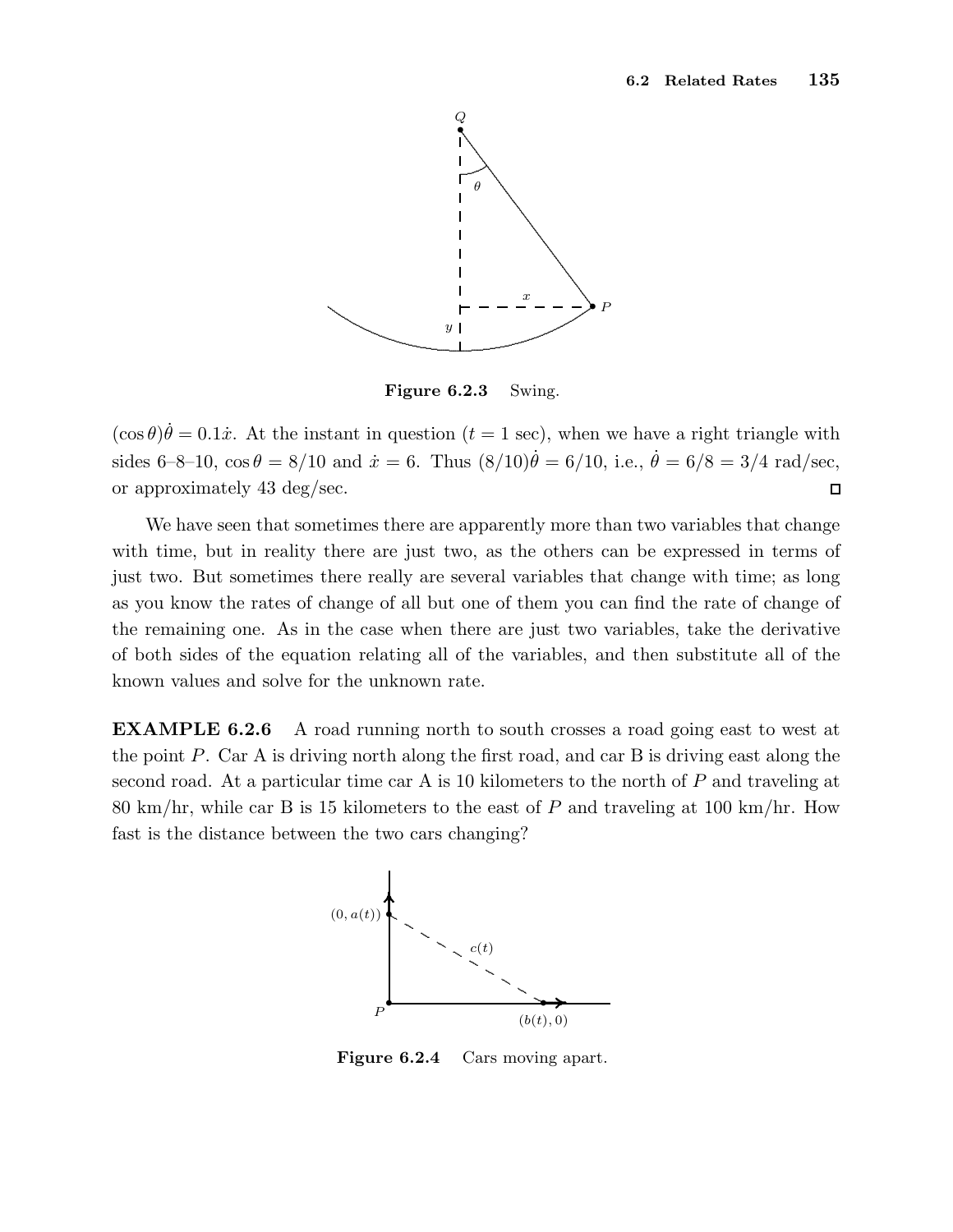Figure 6.2.3 Swing.

$(\cos\theta)\dot{\theta} = 0.1\dot{x}$. At the instant in question ($t = 1$ sec), when we have a right triangle with sides 6–8–10, $\cos\theta = 8/10$ and $\dot{x} = 6$. Thus $(8/10)\dot{\theta} = 6/10$, i.e., $\dot{\theta} = 6/8 = 3/4$ rad/sec, or approximately 43 deg/sec. □

We have seen that sometimes there are apparently more than two variables that change with time, but in reality there are just two, as the others can be expressed in terms of just two. But sometimes there really are several variables that change with time; as long as you know the rates of change of all but one of them you can find the rate of change of the remaining one. As in the case when there are just two variables, take the derivative of both sides of the equation relating all of the variables, and then substitute all of the known values and solve for the unknown rate.

**EXAMPLE 6.2.6** A road running north to south crosses a road going east to west at the point $P$. Car A is driving north along the first road, and car B is driving east along the second road. At a particular time car A is 10 kilometers to the north of $P$ and traveling at 80 km/hr, while car B is 15 kilometers to the east of $P$ and traveling at 100 km/hr. How fast is the distance between the two cars changing?

Figure 6.2.4 Cars moving apart.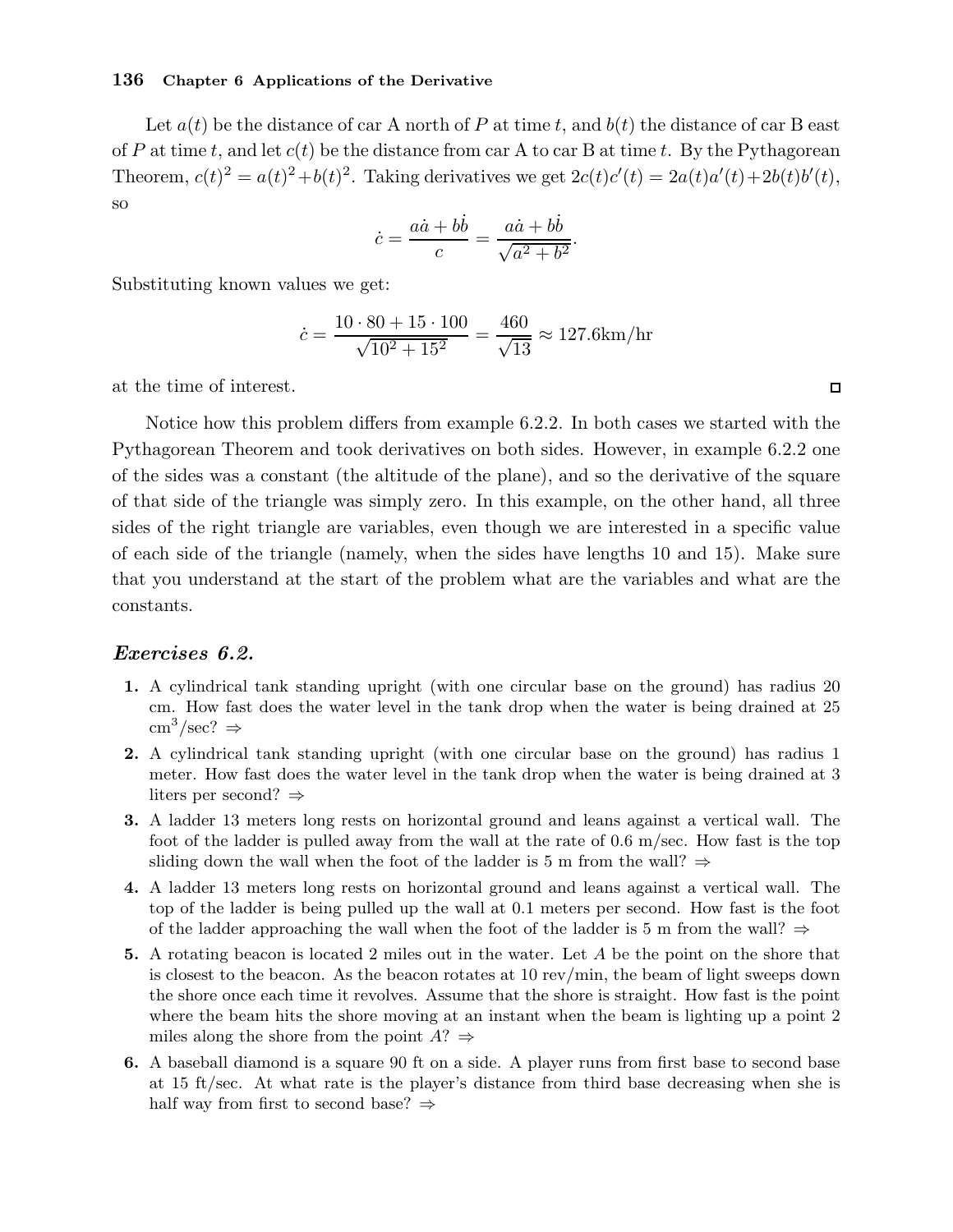Let $a(t)$ be the distance of car A north of $P$ at time $t$, and $b(t)$ the distance of car B east of $P$ at time $t$, and let $c(t)$ be the distance from car A to car B at time $t$. By the Pythagorean Theorem, $c(t)^2 = a(t)^2 + b(t)^2$. Taking derivatives we get $2c(t)c'(t) = 2a(t)a'(t) + 2b(t)b'(t)$, so

$$\dot{c} = \frac{a\dot{a} + b\dot{b}}{c} = \frac{a\dot{a} + b\dot{b}}{\sqrt{a^2 + b^2}}.$$

Substituting known values we get:

$$\dot{c} = \frac{10 \cdot 80 + 15 \cdot 100}{\sqrt{10^2 + 15^2}} = \frac{460}{\sqrt{13}} \approx 127.6\text{km/hr}$$

at the time of interest. □

Notice how this problem differs from example 6.2.2. In both cases we started with the Pythagorean Theorem and took derivatives on both sides. However, in example 6.2.2 one of the sides was a constant (the altitude of the plane), and so the derivative of the square of that side of the triangle was simply zero. In this example, on the other hand, all three sides of the right triangle are variables, even though we are interested in a specific value of each side of the triangle (namely, when the sides have lengths 10 and 15). Make sure that you understand at the start of the problem what are the variables and what are the constants.

## *Exercises 6.2.*

1. A cylindrical tank standing upright (with one circular base on the ground) has radius 20 cm. How fast does the water level in the tank drop when the water is being drained at 25 $\text{cm}^3$/sec? ⇒
2. A cylindrical tank standing upright (with one circular base on the ground) has radius 1 meter. How fast does the water level in the tank drop when the water is being drained at 3 liters per second? ⇒
3. A ladder 13 meters long rests on horizontal ground and leans against a vertical wall. The foot of the ladder is pulled away from the wall at the rate of 0.6 m/sec. How fast is the top sliding down the wall when the foot of the ladder is 5 m from the wall? ⇒
4. A ladder 13 meters long rests on horizontal ground and leans against a vertical wall. The top of the ladder is being pulled up the wall at 0.1 meters per second. How fast is the foot of the ladder approaching the wall when the foot of the ladder is 5 m from the wall? ⇒
5. A rotating beacon is located 2 miles out in the water. Let $A$ be the point on the shore that is closest to the beacon. As the beacon rotates at 10 rev/min, the beam of light sweeps down the shore once each time it revolves. Assume that the shore is straight. How fast is the point where the beam hits the shore moving at an instant when the beam is lighting up a point 2 miles along the shore from the point $A$? ⇒
6. A baseball diamond is a square 90 ft on a side. A player runs from first base to second base at 15 ft/sec. At what rate is the player's distance from third base decreasing when she is half way from first to second base? ⇒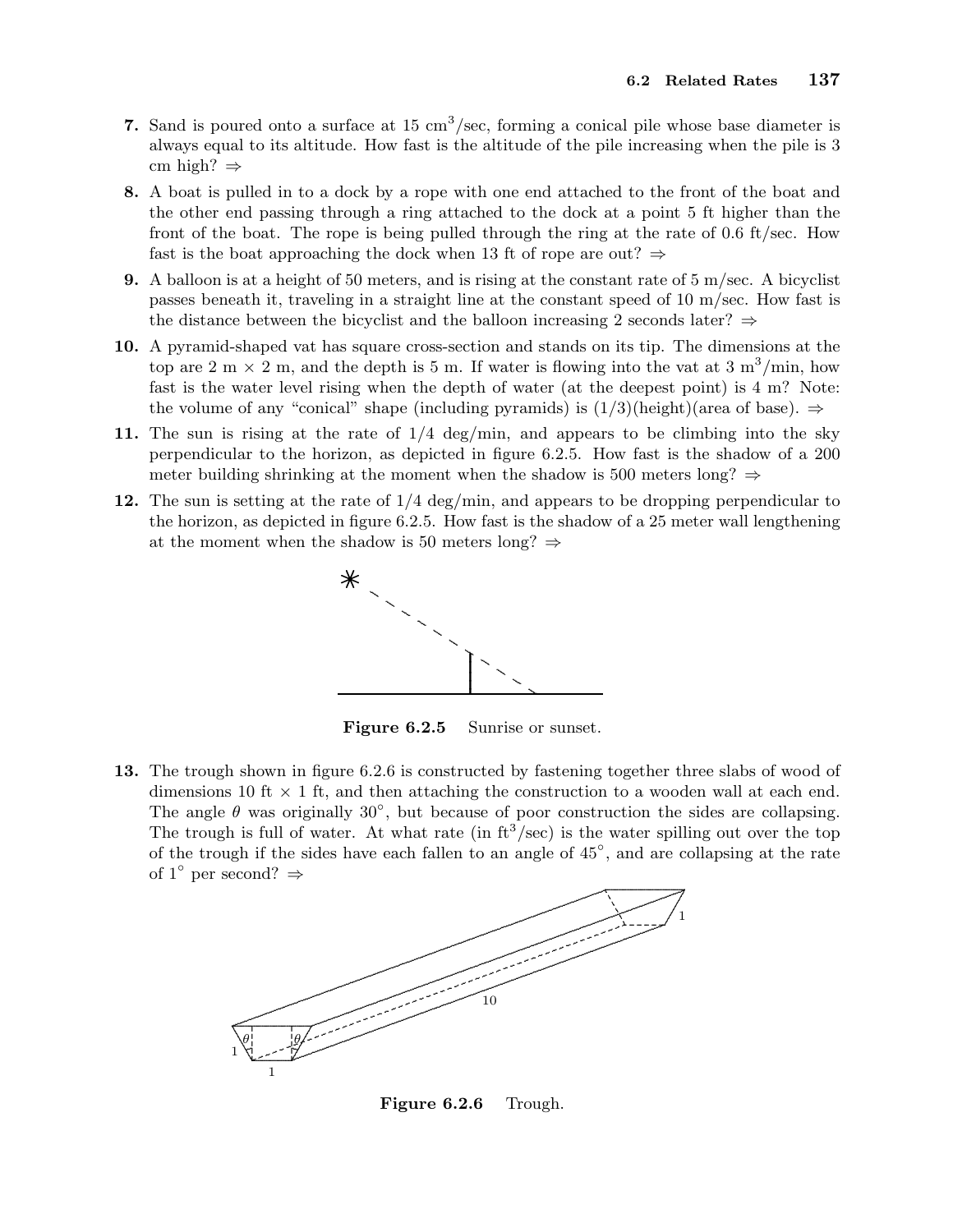**7.** Sand is poured onto a surface at 15 $\text{cm}^3$/sec, forming a conical pile whose base diameter is always equal to its altitude. How fast is the altitude of the pile increasing when the pile is 3 cm high? ⇒

**8.** A boat is pulled in to a dock by a rope with one end attached to the front of the boat and the other end passing through a ring attached to the dock at a point 5 ft higher than the front of the boat. The rope is being pulled through the ring at the rate of 0.6 ft/sec. How fast is the boat approaching the dock when 13 ft of rope are out? ⇒

**9.** A balloon is at a height of 50 meters, and is rising at the constant rate of 5 m/sec. A bicyclist passes beneath it, traveling in a straight line at the constant speed of 10 m/sec. How fast is the distance between the bicyclist and the balloon increasing 2 seconds later? ⇒

**10.** A pyramid-shaped vat has square cross-section and stands on its tip. The dimensions at the top are 2 m × 2 m, and the depth is 5 m. If water is flowing into the vat at 3 $\text{m}^3$/min, how fast is the water level rising when the depth of water (at the deepest point) is 4 m? Note: the volume of any "conical" shape (including pyramids) is (1/3)(height)(area of base). ⇒

**11.** The sun is rising at the rate of 1/4 deg/min, and appears to be climbing into the sky perpendicular to the horizon, as depicted in figure 6.2.5. How fast is the shadow of a 200 meter building shrinking at the moment when the shadow is 500 meters long? ⇒

**12.** The sun is setting at the rate of 1/4 deg/min, and appears to be dropping perpendicular to the horizon, as depicted in figure 6.2.5. How fast is the shadow of a 25 meter wall lengthening at the moment when the shadow is 50 meters long? ⇒

**Figure 6.2.5** Sunrise or sunset.

**13.** The trough shown in figure 6.2.6 is constructed by fastening together three slabs of wood of dimensions 10 ft × 1 ft, and then attaching the construction to a wooden wall at each end. The angle $\theta$ was originally 30°, but because of poor construction the sides are collapsing. The trough is full of water. At what rate (in $\text{ft}^3$/sec) is the water spilling out over the top of the trough if the sides have each fallen to an angle of 45°, and are collapsing at the rate of 1° per second? ⇒

**Figure 6.2.6** Trough.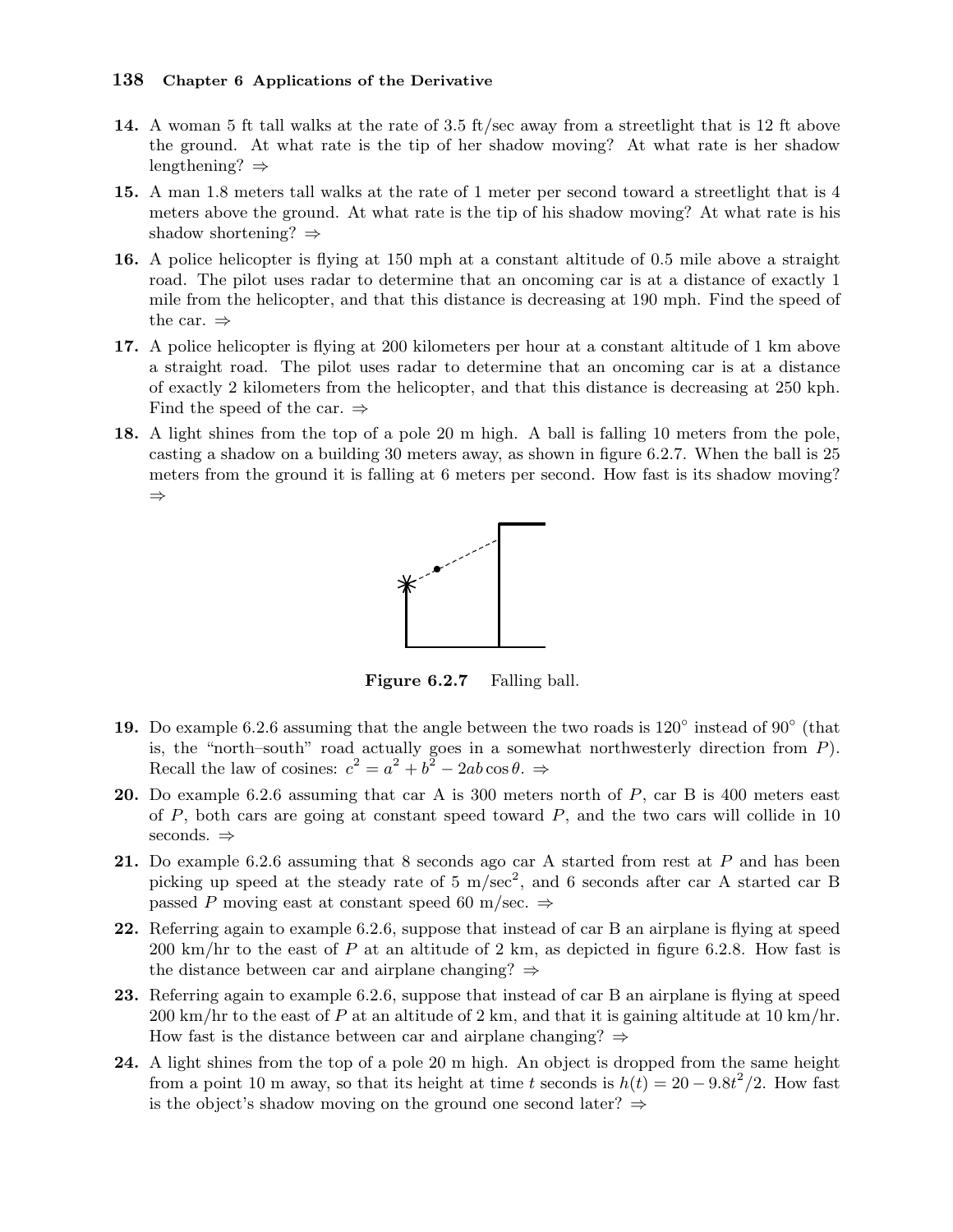**14.** A woman 5 ft tall walks at the rate of 3.5 ft/sec away from a streetlight that is 12 ft above the ground. At what rate is the tip of her shadow moving? At what rate is her shadow lengthening? ⇒

**15.** A man 1.8 meters tall walks at the rate of 1 meter per second toward a streetlight that is 4 meters above the ground. At what rate is the tip of his shadow moving? At what rate is his shadow shortening? ⇒

**16.** A police helicopter is flying at 150 mph at a constant altitude of 0.5 mile above a straight road. The pilot uses radar to determine that an oncoming car is at a distance of exactly 1 mile from the helicopter, and that this distance is decreasing at 190 mph. Find the speed of the car. ⇒

**17.** A police helicopter is flying at 200 kilometers per hour at a constant altitude of 1 km above a straight road. The pilot uses radar to determine that an oncoming car is at a distance of exactly 2 kilometers from the helicopter, and that this distance is decreasing at 250 kph. Find the speed of the car. ⇒

**18.** A light shines from the top of a pole 20 m high. A ball is falling 10 meters from the pole, casting a shadow on a building 30 meters away, as shown in figure 6.2.7. When the ball is 25 meters from the ground it is falling at 6 meters per second. How fast is its shadow moving? ⇒

**Figure 6.2.7** Falling ball.

**19.** Do example 6.2.6 assuming that the angle between the two roads is 120° instead of 90° (that is, the "north–south" road actually goes in a somewhat northwesterly direction from $P$). Recall the law of cosines: $c^2 = a^2 + b^2 - 2ab\cos\theta$. ⇒

**20.** Do example 6.2.6 assuming that car A is 300 meters north of $P$, car B is 400 meters east of $P$, both cars are going at constant speed toward $P$, and the two cars will collide in 10 seconds. ⇒

**21.** Do example 6.2.6 assuming that 8 seconds ago car A started from rest at $P$ and has been picking up speed at the steady rate of 5 m/sec$^2$, and 6 seconds after car A started car B passed $P$ moving east at constant speed 60 m/sec. ⇒

**22.** Referring again to example 6.2.6, suppose that instead of car B an airplane is flying at speed 200 km/hr to the east of $P$ at an altitude of 2 km, as depicted in figure 6.2.8. How fast is the distance between car and airplane changing? ⇒

**23.** Referring again to example 6.2.6, suppose that instead of car B an airplane is flying at speed 200 km/hr to the east of $P$ at an altitude of 2 km, and that it is gaining altitude at 10 km/hr. How fast is the distance between car and airplane changing? ⇒

**24.** A light shines from the top of a pole 20 m high. An object is dropped from the same height from a point 10 m away, so that its height at time $t$ seconds is $h(t) = 20 - 9.8t^2/2$. How fast is the object's shadow moving on the ground one second later? ⇒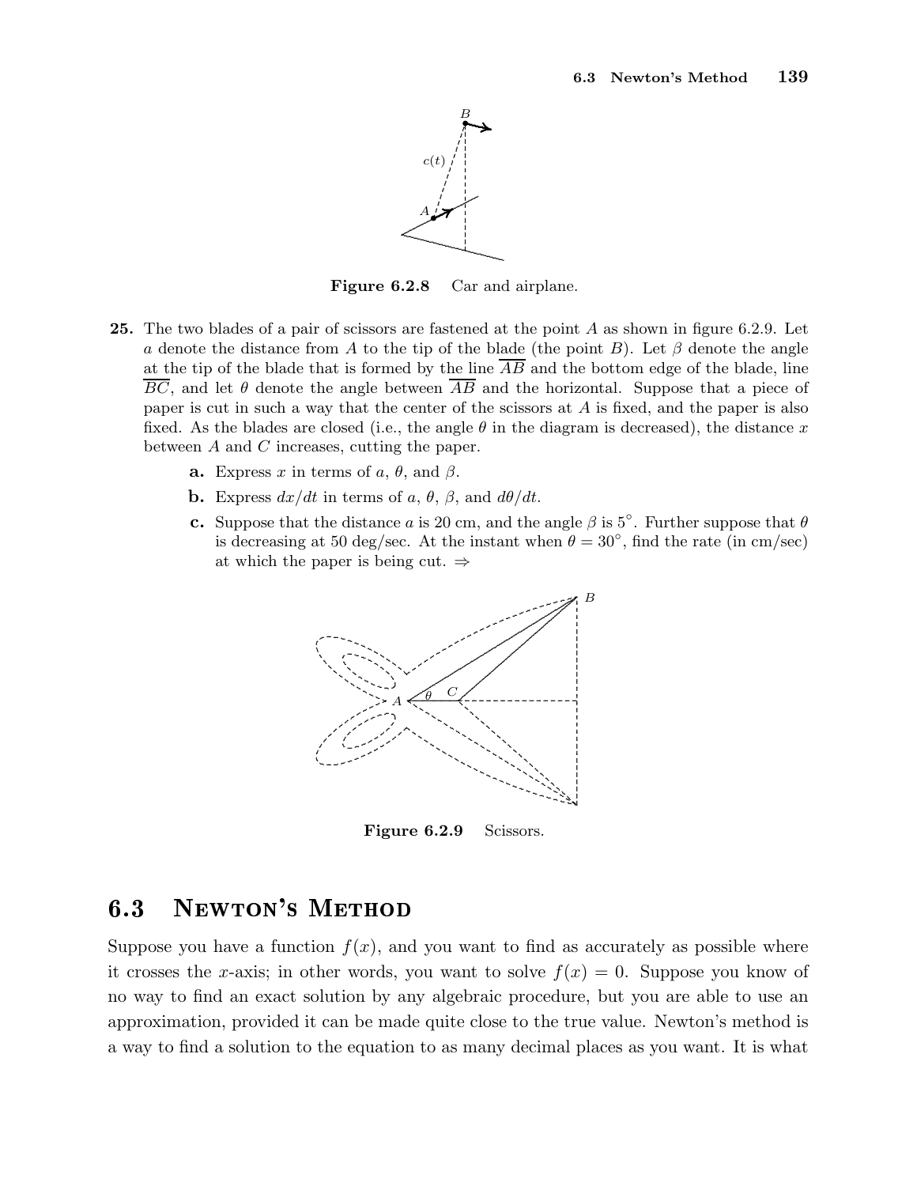Figure 6.2.8 Car and airplane.

**25.** The two blades of a pair of scissors are fastened at the point $A$ as shown in figure 6.2.9. Let $a$ denote the distance from $A$ to the tip of the blade (the point $B$). Let $\beta$ denote the angle at the tip of the blade that is formed by the line $\overline{AB}$ and the bottom edge of the blade, line $\overline{BC}$, and let $\theta$ denote the angle between $\overline{AB}$ and the horizontal. Suppose that a piece of paper is cut in such a way that the center of the scissors at $A$ is fixed, and the paper is also fixed. As the blades are closed (i.e., the angle $\theta$ in the diagram is decreased), the distance $x$ between $A$ and $C$ increases, cutting the paper.

- **a.** Express $x$ in terms of $a$, $\theta$, and $\beta$.
- **b.** Express $dx/dt$ in terms of $a$, $\theta$, $\beta$, and $d\theta/dt$.
- **c.** Suppose that the distance $a$ is 20 cm, and the angle $\beta$ is $5^\circ$. Further suppose that $\theta$ is decreasing at 50 deg/sec. At the instant when $\theta = 30^\circ$, find the rate (in cm/sec) at which the paper is being cut. ⇒

Figure 6.2.9 Scissors.

## 6.3 Newton's Method

Suppose you have a function $f(x)$, and you want to find as accurately as possible where it crosses the $x$-axis; in other words, you want to solve $f(x) = 0$. Suppose you know of no way to find an exact solution by any algebraic procedure, but you are able to use an approximation, provided it can be made quite close to the true value. Newton's method is a way to find a solution to the equation to as many decimal places as you want. It is what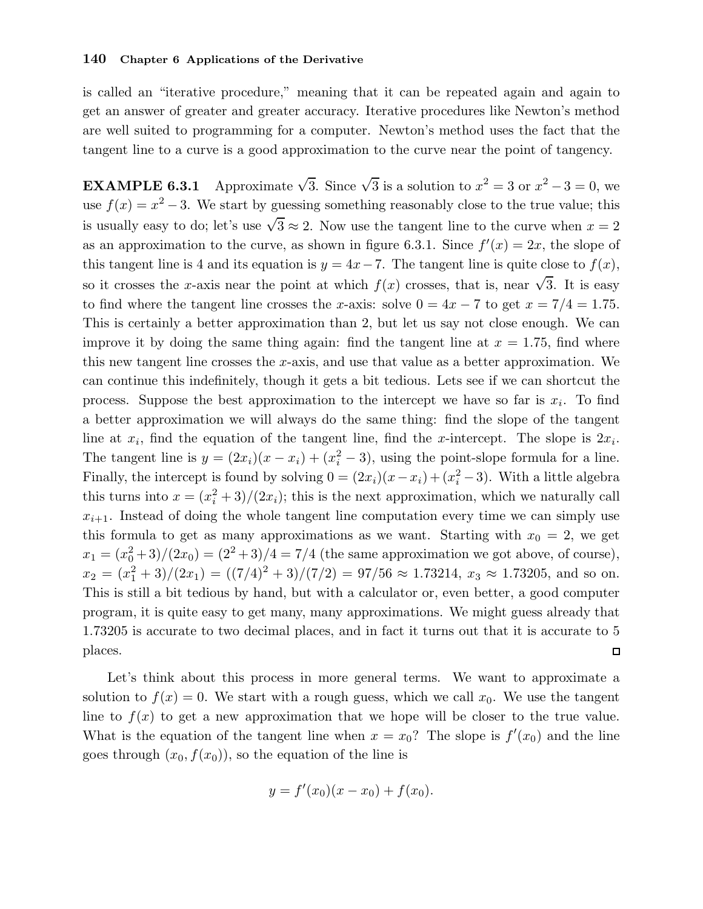is called an "iterative procedure," meaning that it can be repeated again and again to get an answer of greater and greater accuracy. Iterative procedures like Newton's method are well suited to programming for a computer. Newton's method uses the fact that the tangent line to a curve is a good approximation to the curve near the point of tangency.

**EXAMPLE 6.3.1** Approximate $\sqrt{3}$. Since $\sqrt{3}$ is a solution to $x^2 = 3$ or $x^2 - 3 = 0$, we use $f(x) = x^2 - 3$. We start by guessing something reasonably close to the true value; this is usually easy to do; let's use $\sqrt{3} \approx 2$. Now use the tangent line to the curve when $x = 2$ as an approximation to the curve, as shown in figure 6.3.1. Since $f'(x) = 2x$, the slope of this tangent line is 4 and its equation is $y = 4x - 7$. The tangent line is quite close to $f(x)$, so it crosses the $x$-axis near the point at which $f(x)$ crosses, that is, near $\sqrt{3}$. It is easy to find where the tangent line crosses the $x$-axis: solve $0 = 4x - 7$ to get $x = 7/4 = 1.75$. This is certainly a better approximation than 2, but let us say not close enough. We can improve it by doing the same thing again: find the tangent line at $x = 1.75$, find where this new tangent line crosses the $x$-axis, and use that value as a better approximation. We can continue this indefinitely, though it gets a bit tedious. Lets see if we can shortcut the process. Suppose the best approximation to the intercept we have so far is $x_i$. To find a better approximation we will always do the same thing: find the slope of the tangent line at $x_i$, find the equation of the tangent line, find the $x$-intercept. The slope is $2x_i$. The tangent line is $y = (2x_i)(x - x_i) + (x_i^2 - 3)$, using the point-slope formula for a line. Finally, the intercept is found by solving $0 = (2x_i)(x - x_i) + (x_i^2 - 3)$. With a little algebra this turns into $x = (x_i^2 + 3)/(2x_i)$; this is the next approximation, which we naturally call $x_{i+1}$. Instead of doing the whole tangent line computation every time we can simply use this formula to get as many approximations as we want. Starting with $x_0 = 2$, we get $x_1 = (x_0^2 + 3)/(2x_0) = (2^2 + 3)/4 = 7/4$ (the same approximation we got above, of course), $x_2 = (x_1^2 + 3)/(2x_1) = ((7/4)^2 + 3)/(7/2) = 97/56 \approx 1.73214$, $x_3 \approx 1.73205$, and so on. This is still a bit tedious by hand, but with a calculator or, even better, a good computer program, it is quite easy to get many, many approximations. We might guess already that 1.73205 is accurate to two decimal places, and in fact it turns out that it is accurate to 5 places. □

Let's think about this process in more general terms. We want to approximate a solution to $f(x) = 0$. We start with a rough guess, which we call $x_0$. We use the tangent line to $f(x)$ to get a new approximation that we hope will be closer to the true value. What is the equation of the tangent line when $x = x_0$? The slope is $f'(x_0)$ and the line goes through $(x_0, f(x_0))$, so the equation of the line is

$$y = f'(x_0)(x - x_0) + f(x_0).$$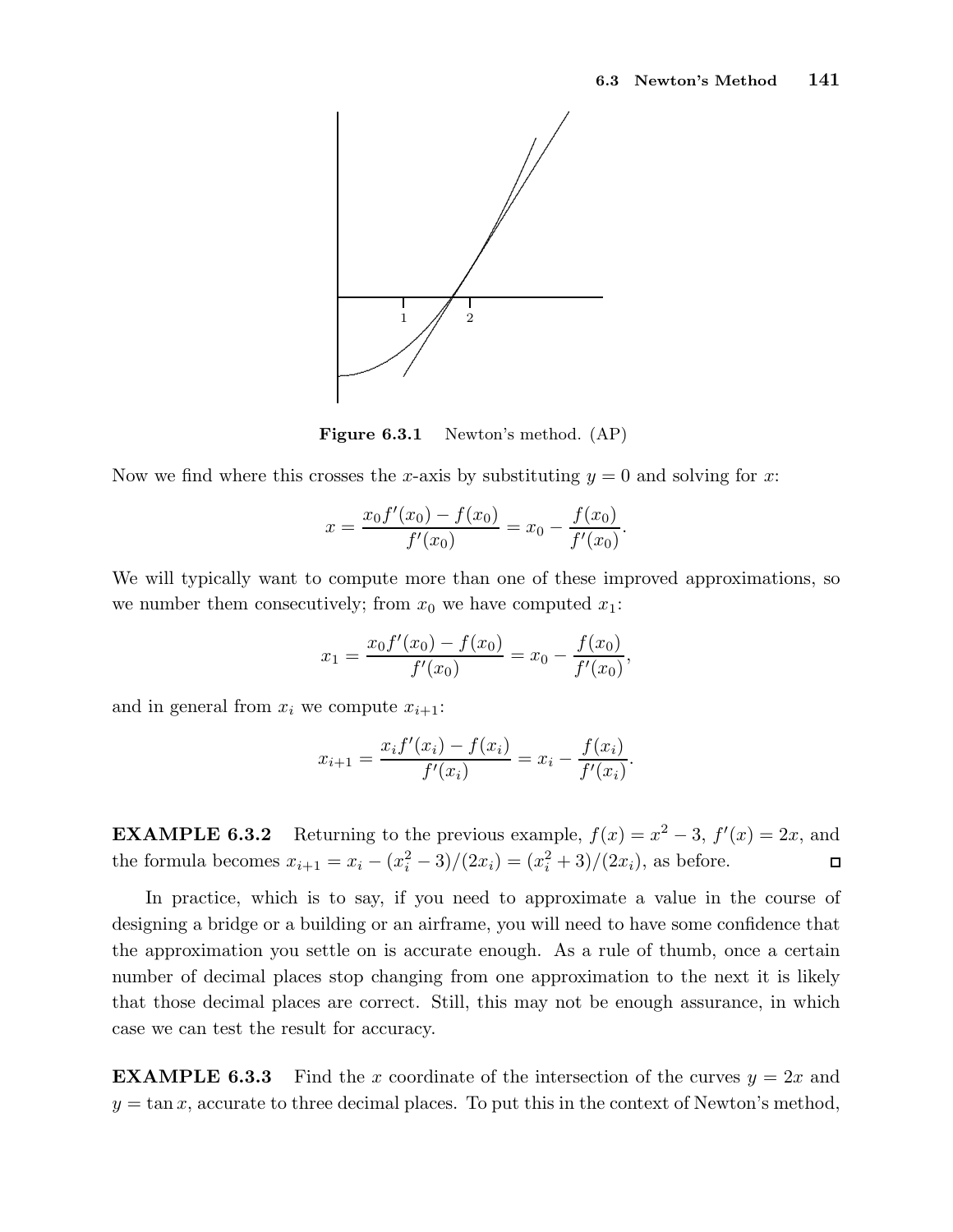**Figure 6.3.1** Newton's method. (AP)

Now we find where this crosses the $x$-axis by substituting $y = 0$ and solving for $x$:

$$x = \frac{x_0 f'(x_0) - f(x_0)}{f'(x_0)} = x_0 - \frac{f(x_0)}{f'(x_0)}.$$

We will typically want to compute more than one of these improved approximations, so we number them consecutively; from $x_0$ we have computed $x_1$:

$$x_1 = \frac{x_0 f'(x_0) - f(x_0)}{f'(x_0)} = x_0 - \frac{f(x_0)}{f'(x_0)},$$

and in general from $x_i$ we compute $x_{i+1}$:

$$x_{i+1} = \frac{x_i f'(x_i) - f(x_i)}{f'(x_i)} = x_i - \frac{f(x_i)}{f'(x_i)}.$$

**EXAMPLE 6.3.2** Returning to the previous example, $f(x) = x^2 - 3$, $f'(x) = 2x$, and the formula becomes $x_{i+1} = x_i - (x_i^2 - 3)/(2x_i) = (x_i^2 + 3)/(2x_i)$, as before. □

In practice, which is to say, if you need to approximate a value in the course of designing a bridge or a building or an airframe, you will need to have some confidence that the approximation you settle on is accurate enough. As a rule of thumb, once a certain number of decimal places stop changing from one approximation to the next it is likely that those decimal places are correct. Still, this may not be enough assurance, in which case we can test the result for accuracy.

**EXAMPLE 6.3.3** Find the $x$ coordinate of the intersection of the curves $y = 2x$ and $y = \tan x$, accurate to three decimal places. To put this in the context of Newton's method,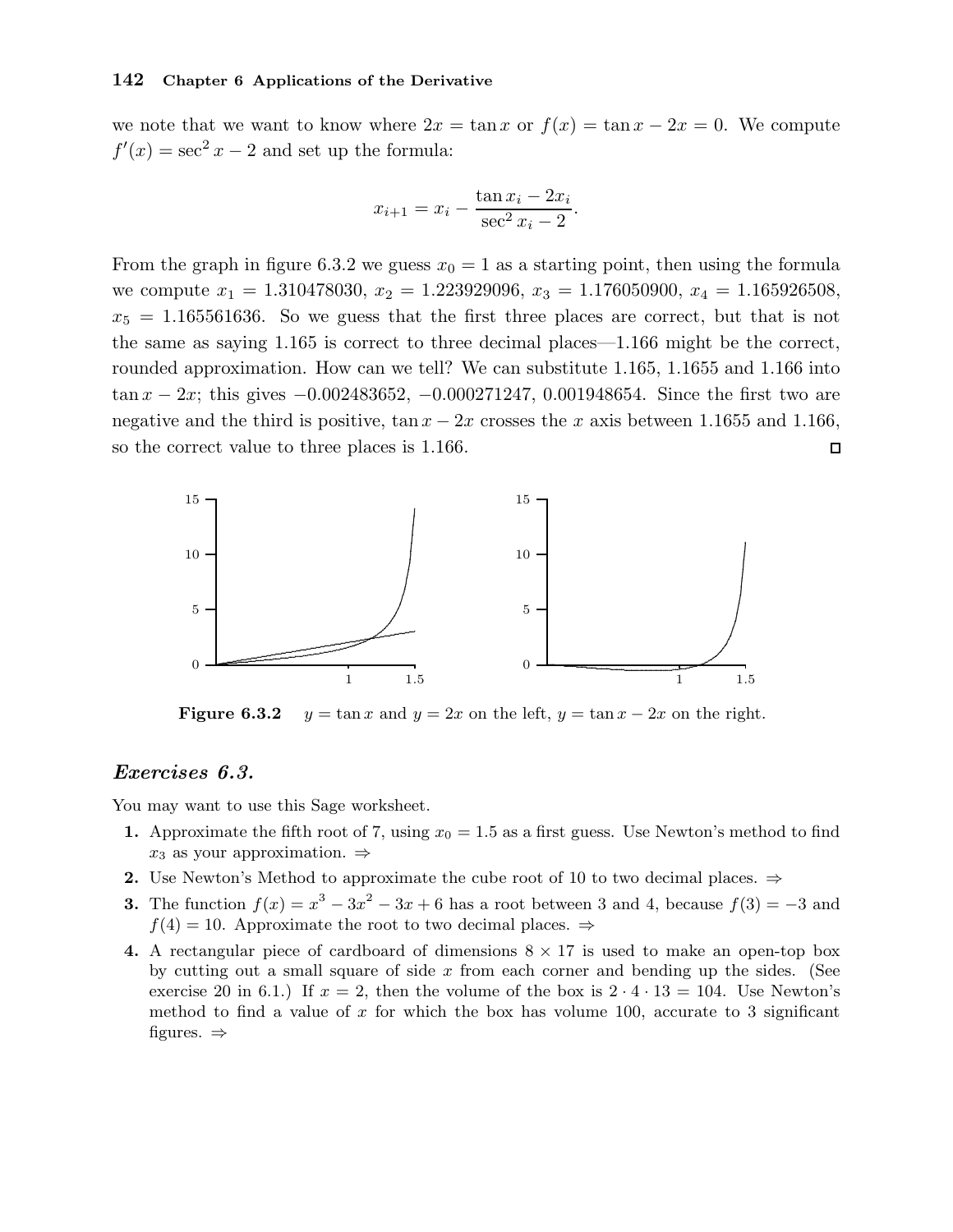we note that we want to know where $2x = \tan x$ or $f(x) = \tan x - 2x = 0$. We compute $f'(x) = \sec^2 x - 2$ and set up the formula:

$$x_{i+1} = x_i - \frac{\tan x_i - 2x_i}{\sec^2 x_i - 2}.$$

From the graph in figure 6.3.2 we guess $x_0 = 1$ as a starting point, then using the formula we compute $x_1 = 1.310478030$, $x_2 = 1.223929096$, $x_3 = 1.176050900$, $x_4 = 1.165926508$, $x_5 = 1.165561636$. So we guess that the first three places are correct, but that is not the same as saying 1.165 is correct to three decimal places—1.166 might be the correct, rounded approximation. How can we tell? We can substitute 1.165, 1.1655 and 1.166 into $\tan x - 2x$; this gives $-0.002483652$, $-0.000271247$, $0.001948654$. Since the first two are negative and the third is positive, $\tan x - 2x$ crosses the $x$ axis between 1.1655 and 1.166, so the correct value to three places is 1.166. □

**Figure 6.3.2** $y = \tan x$ and $y = 2x$ on the left, $y = \tan x - 2x$ on the right.

## *Exercises 6.3.*

You may want to use this Sage worksheet.

1. Approximate the fifth root of 7, using $x_0 = 1.5$ as a first guess. Use Newton's method to find $x_3$ as your approximation. ⇒
2. Use Newton's Method to approximate the cube root of 10 to two decimal places. ⇒
3. The function $f(x) = x^3 - 3x^2 - 3x + 6$ has a root between 3 and 4, because $f(3) = -3$ and $f(4) = 10$. Approximate the root to two decimal places. ⇒
4. A rectangular piece of cardboard of dimensions $8 \times 17$ is used to make an open-top box by cutting out a small square of side $x$ from each corner and bending up the sides. (See exercise 20 in 6.1.) If $x = 2$, then the volume of the box is $2 \cdot 4 \cdot 13 = 104$. Use Newton's method to find a value of $x$ for which the box has volume 100, accurate to 3 significant figures. ⇒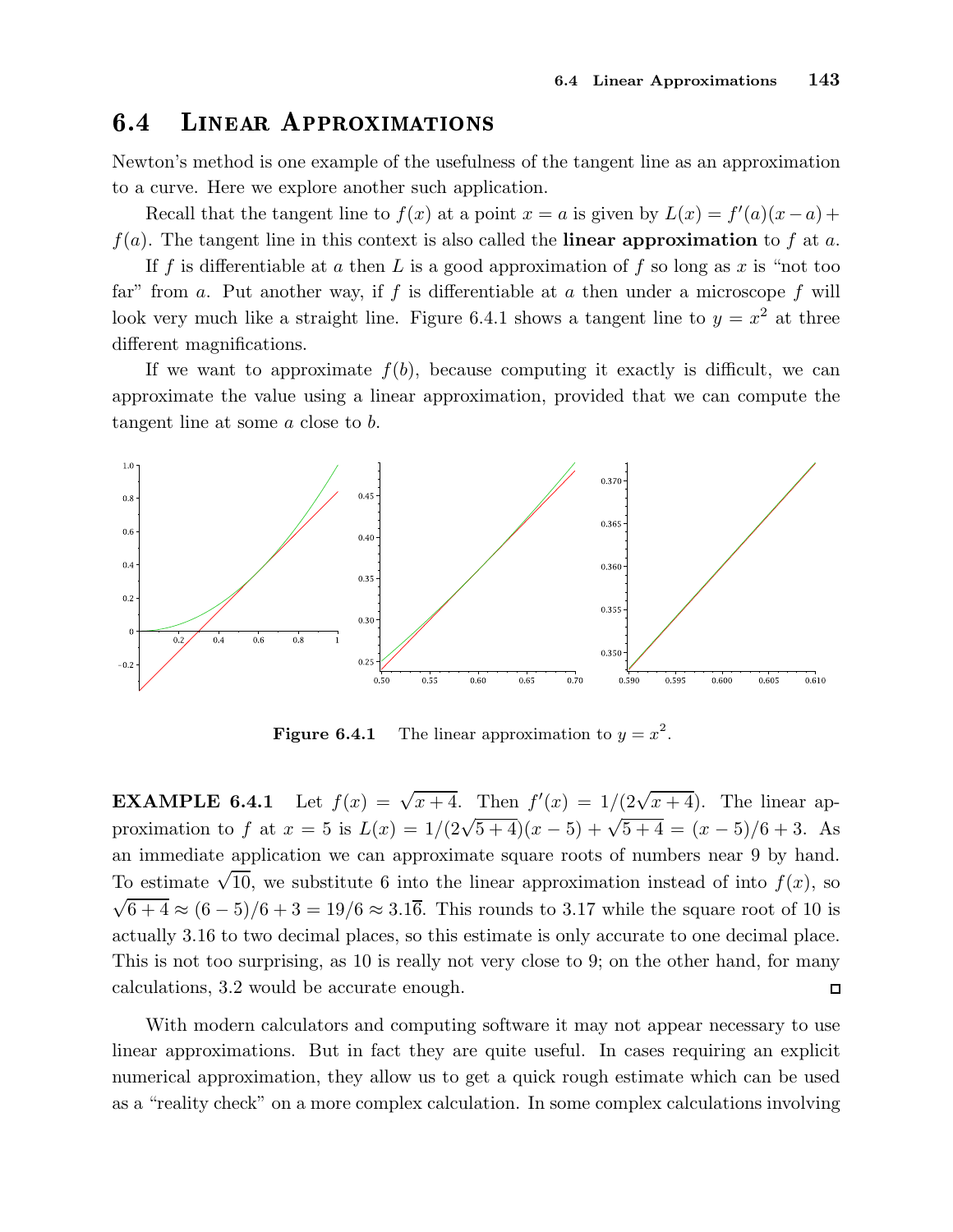## 6.4 Linear Approximations

Newton's method is one example of the usefulness of the tangent line as an approximation to a curve. Here we explore another such application.

Recall that the tangent line to $f(x)$ at a point $x = a$ is given by $L(x) = f'(a)(x-a) + f(a)$. The tangent line in this context is also called the **linear approximation** to $f$ at $a$.

If $f$ is differentiable at $a$ then $L$ is a good approximation of $f$ so long as $x$ is "not too far" from $a$. Put another way, if $f$ is differentiable at $a$ then under a microscope $f$ will look very much like a straight line. Figure 6.4.1 shows a tangent line to $y = x^2$ at three different magnifications.

If we want to approximate $f(b)$, because computing it exactly is difficult, we can approximate the value using a linear approximation, provided that we can compute the tangent line at some $a$ close to $b$.

**Figure 6.4.1** The linear approximation to $y = x^2$.

**EXAMPLE 6.4.1** Let $f(x) = \sqrt{x+4}$. Then $f'(x) = 1/(2\sqrt{x+4})$. The linear approximation to $f$ at $x = 5$ is $L(x) = 1/(2\sqrt{5+4})(x-5) + \sqrt{5+4} = (x-5)/6 + 3$. As an immediate application we can approximate square roots of numbers near 9 by hand. To estimate $\sqrt{10}$, we substitute 6 into the linear approximation instead of into $f(x)$, so $\sqrt{6+4} \approx (6-5)/6 + 3 = 19/6 \approx 3.1\overline{6}$. This rounds to 3.17 while the square root of 10 is actually 3.16 to two decimal places, so this estimate is only accurate to one decimal place. This is not too surprising, as 10 is really not very close to 9; on the other hand, for many calculations, 3.2 would be accurate enough. □

With modern calculators and computing software it may not appear necessary to use linear approximations. But in fact they are quite useful. In cases requiring an explicit numerical approximation, they allow us to get a quick rough estimate which can be used as a "reality check" on a more complex calculation. In some complex calculations involving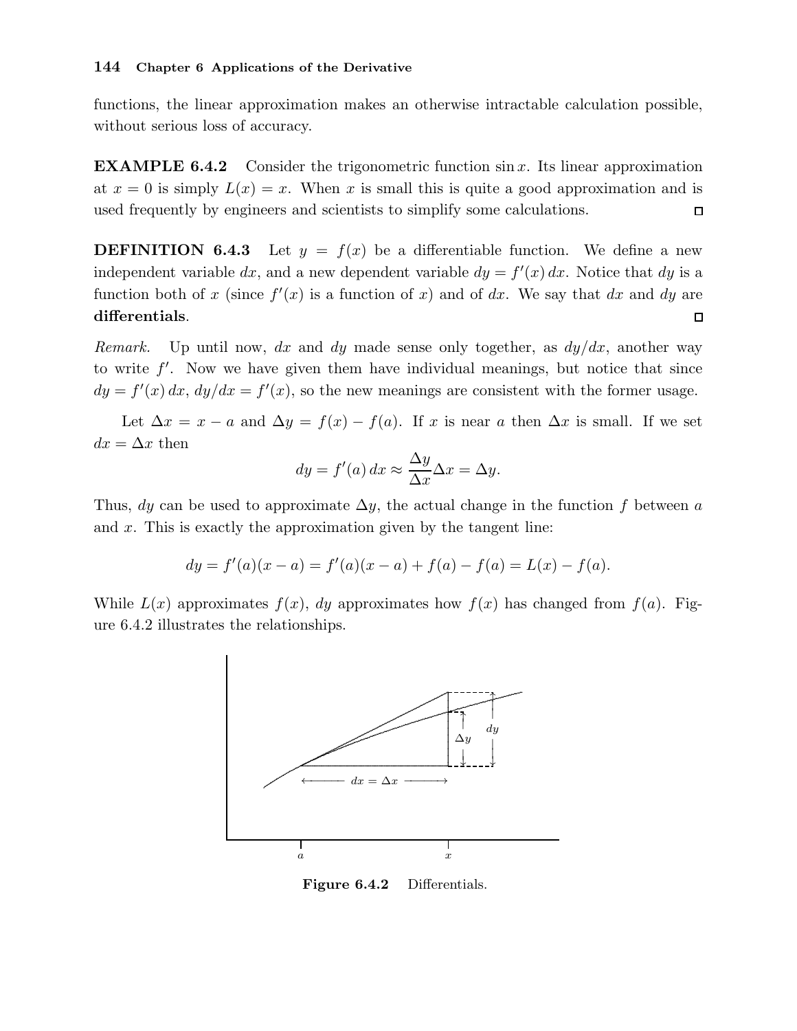functions, the linear approximation makes an otherwise intractable calculation possible, without serious loss of accuracy.

**EXAMPLE 6.4.2** Consider the trigonometric function $\sin x$. Its linear approximation at $x = 0$ is simply $L(x) = x$. When $x$ is small this is quite a good approximation and is used frequently by engineers and scientists to simplify some calculations. □

**DEFINITION 6.4.3** Let $y = f(x)$ be a differentiable function. We define a new independent variable $dx$, and a new dependent variable $dy = f'(x)\,dx$. Notice that $dy$ is a function both of $x$ (since $f'(x)$ is a function of $x$) and of $dx$. We say that $dx$ and $dy$ are **differentials**. □

*Remark.* Up until now, $dx$ and $dy$ made sense only together, as $dy/dx$, another way to write $f'$. Now we have given them have individual meanings, but notice that since $dy = f'(x)\,dx$, $dy/dx = f'(x)$, so the new meanings are consistent with the former usage.

Let $\Delta x = x - a$ and $\Delta y = f(x) - f(a)$. If $x$ is near $a$ then $\Delta x$ is small. If we set $dx = \Delta x$ then

$$dy = f'(a)\,dx \approx \frac{\Delta y}{\Delta x}\Delta x = \Delta y.$$

Thus, $dy$ can be used to approximate $\Delta y$, the actual change in the function $f$ between $a$ and $x$. This is exactly the approximation given by the tangent line:

$$dy = f'(a)(x - a) = f'(a)(x - a) + f(a) - f(a) = L(x) - f(a).$$

While $L(x)$ approximates $f(x)$, $dy$ approximates how $f(x)$ has changed from $f(a)$. Figure 6.4.2 illustrates the relationships.

**Figure 6.4.2** Differentials.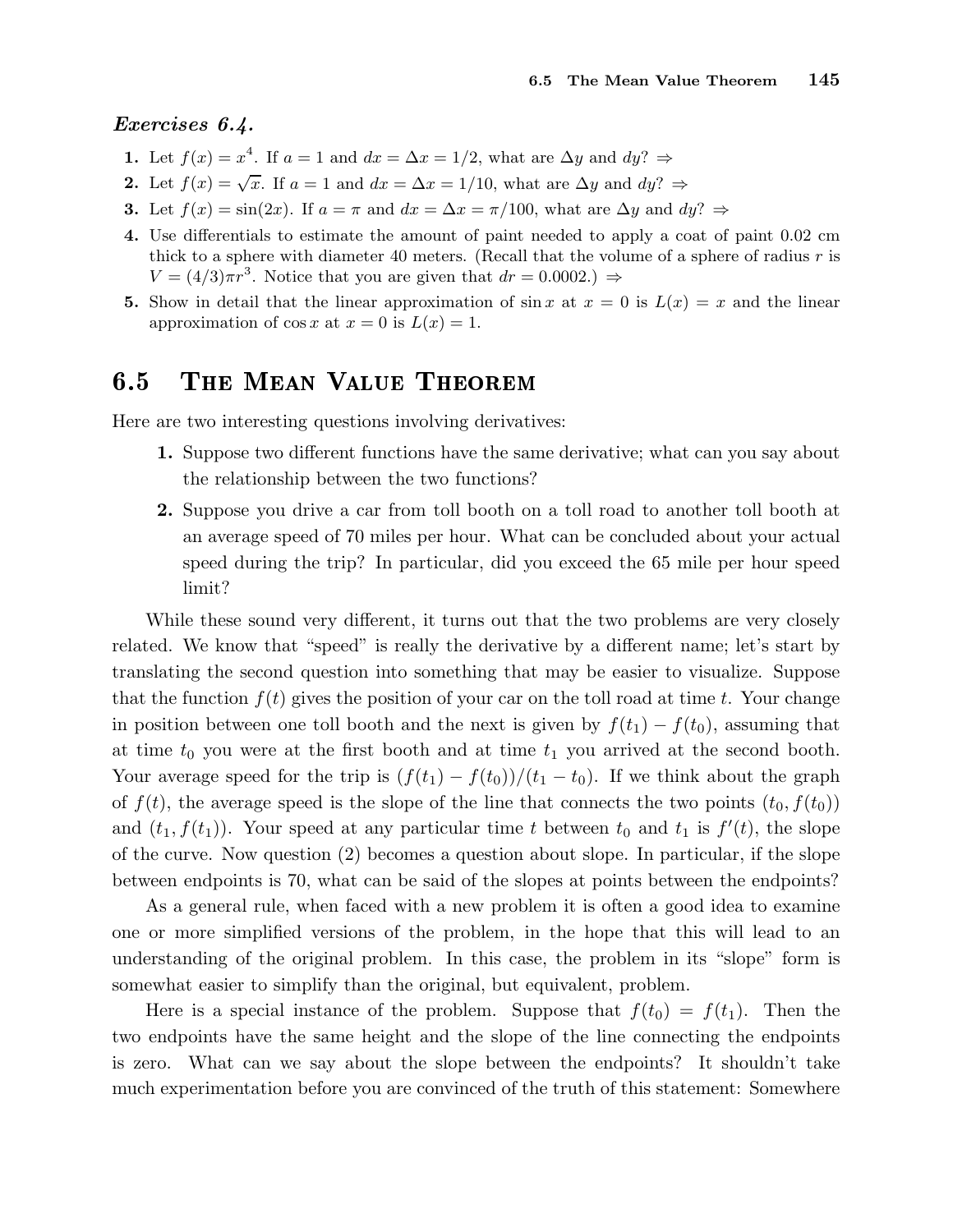*Exercises 6.4.*

1. Let $f(x) = x^4$. If $a = 1$ and $dx = \Delta x = 1/2$, what are $\Delta y$ and $dy$? ⇒
2. Let $f(x) = \sqrt{x}$. If $a = 1$ and $dx = \Delta x = 1/10$, what are $\Delta y$ and $dy$? ⇒
3. Let $f(x) = \sin(2x)$. If $a = \pi$ and $dx = \Delta x = \pi/100$, what are $\Delta y$ and $dy$? ⇒
4. Use differentials to estimate the amount of paint needed to apply a coat of paint 0.02 cm thick to a sphere with diameter 40 meters. (Recall that the volume of a sphere of radius $r$ is $V = (4/3)\pi r^3$. Notice that you are given that $dr = 0.0002$.) ⇒
5. Show in detail that the linear approximation of $\sin x$ at $x = 0$ is $L(x) = x$ and the linear approximation of $\cos x$ at $x = 0$ is $L(x) = 1$.

## 6.5 The Mean Value Theorem

Here are two interesting questions involving derivatives:

1. Suppose two different functions have the same derivative; what can you say about the relationship between the two functions?
2. Suppose you drive a car from toll booth on a toll road to another toll booth at an average speed of 70 miles per hour. What can be concluded about your actual speed during the trip? In particular, did you exceed the 65 mile per hour speed limit?

While these sound very different, it turns out that the two problems are very closely related. We know that "speed" is really the derivative by a different name; let's start by translating the second question into something that may be easier to visualize. Suppose that the function $f(t)$ gives the position of your car on the toll road at time $t$. Your change in position between one toll booth and the next is given by $f(t_1) - f(t_0)$, assuming that at time $t_0$ you were at the first booth and at time $t_1$ you arrived at the second booth. Your average speed for the trip is $(f(t_1) - f(t_0))/(t_1 - t_0)$. If we think about the graph of $f(t)$, the average speed is the slope of the line that connects the two points $(t_0, f(t_0))$ and $(t_1, f(t_1))$. Your speed at any particular time $t$ between $t_0$ and $t_1$ is $f'(t)$, the slope of the curve. Now question (2) becomes a question about slope. In particular, if the slope between endpoints is 70, what can be said of the slopes at points between the endpoints?

As a general rule, when faced with a new problem it is often a good idea to examine one or more simplified versions of the problem, in the hope that this will lead to an understanding of the original problem. In this case, the problem in its "slope" form is somewhat easier to simplify than the original, but equivalent, problem.

Here is a special instance of the problem. Suppose that $f(t_0) = f(t_1)$. Then the two endpoints have the same height and the slope of the line connecting the endpoints is zero. What can we say about the slope between the endpoints? It shouldn't take much experimentation before you are convinced of the truth of this statement: Somewhere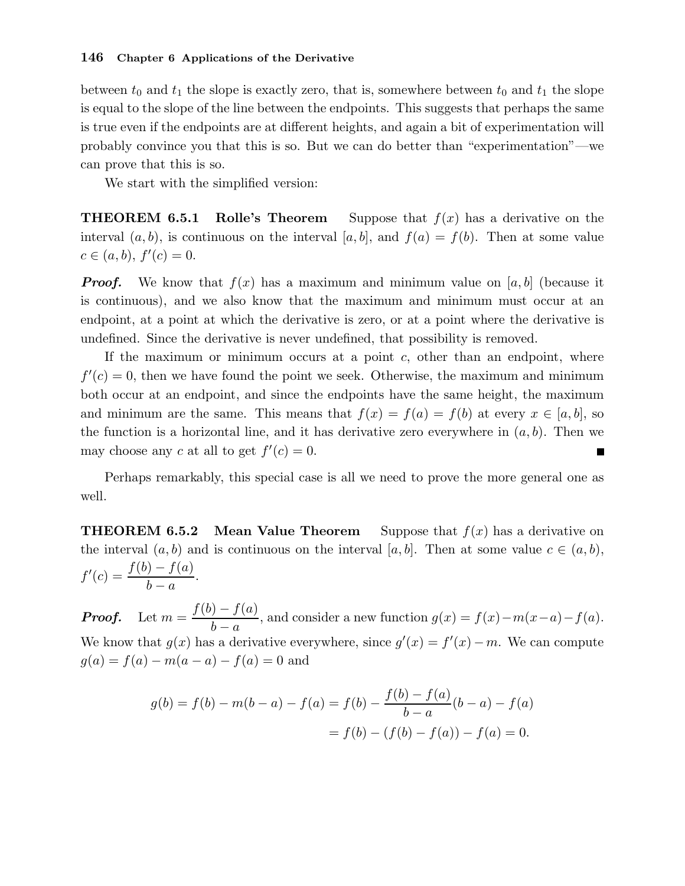between $t_0$ and $t_1$ the slope is exactly zero, that is, somewhere between $t_0$ and $t_1$ the slope is equal to the slope of the line between the endpoints. This suggests that perhaps the same is true even if the endpoints are at different heights, and again a bit of experimentation will probably convince you that this is so. But we can do better than "experimentation"—we can prove that this is so.

We start with the simplified version:

**THEOREM 6.5.1 Rolle's Theorem** Suppose that $f(x)$ has a derivative on the interval $(a, b)$, is continuous on the interval $[a, b]$, and $f(a) = f(b)$. Then at some value $c \in (a, b)$, $f'(c) = 0$.

***Proof.*** We know that $f(x)$ has a maximum and minimum value on $[a, b]$ (because it is continuous), and we also know that the maximum and minimum must occur at an endpoint, at a point at which the derivative is zero, or at a point where the derivative is undefined. Since the derivative is never undefined, that possibility is removed.

If the maximum or minimum occurs at a point $c$, other than an endpoint, where $f'(c) = 0$, then we have found the point we seek. Otherwise, the maximum and minimum both occur at an endpoint, and since the endpoints have the same height, the maximum and minimum are the same. This means that $f(x) = f(a) = f(b)$ at every $x \in [a, b]$, so the function is a horizontal line, and it has derivative zero everywhere in $(a, b)$. Then we may choose any $c$ at all to get $f'(c) = 0$. ∎

Perhaps remarkably, this special case is all we need to prove the more general one as well.

**THEOREM 6.5.2 Mean Value Theorem** Suppose that $f(x)$ has a derivative on the interval $(a, b)$ and is continuous on the interval $[a, b]$. Then at some value $c \in (a, b)$, $f'(c) = \dfrac{f(b) - f(a)}{b - a}$.

***Proof.*** Let $m = \dfrac{f(b) - f(a)}{b - a}$, and consider a new function $g(x) = f(x) - m(x-a) - f(a)$. We know that $g(x)$ has a derivative everywhere, since $g'(x) = f'(x) - m$. We can compute $g(a) = f(a) - m(a - a) - f(a) = 0$ and

$$
\begin{aligned}
g(b) = f(b) - m(b - a) - f(a) &= f(b) - \frac{f(b) - f(a)}{b - a}(b - a) - f(a) \\
&= f(b) - (f(b) - f(a)) - f(a) = 0.
\end{aligned}
$$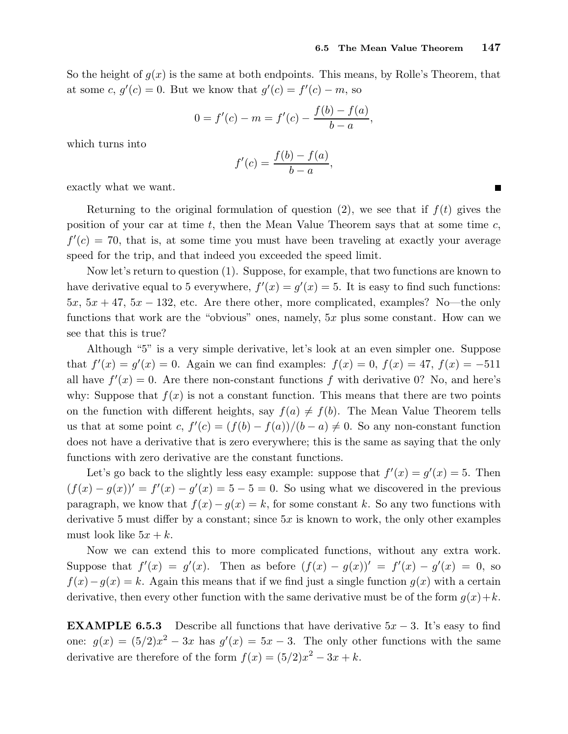So the height of $g(x)$ is the same at both endpoints. This means, by Rolle's Theorem, that at some $c$, $g'(c) = 0$. But we know that $g'(c) = f'(c) - m$, so

$$0 = f'(c) - m = f'(c) - \frac{f(b) - f(a)}{b - a},$$

which turns into

$$f'(c) = \frac{f(b) - f(a)}{b - a},$$

exactly what we want. ∎

Returning to the original formulation of question (2), we see that if $f(t)$ gives the position of your car at time $t$, then the Mean Value Theorem says that at some time $c$, $f'(c) = 70$, that is, at some time you must have been traveling at exactly your average speed for the trip, and that indeed you exceeded the speed limit.

Now let's return to question (1). Suppose, for example, that two functions are known to have derivative equal to 5 everywhere, $f'(x) = g'(x) = 5$. It is easy to find such functions: $5x$, $5x + 47$, $5x - 132$, etc. Are there other, more complicated, examples? No—the only functions that work are the "obvious" ones, namely, $5x$ plus some constant. How can we see that this is true?

Although "5" is a very simple derivative, let's look at an even simpler one. Suppose that $f'(x) = g'(x) = 0$. Again we can find examples: $f(x) = 0$, $f(x) = 47$, $f(x) = -511$ all have $f'(x) = 0$. Are there non-constant functions $f$ with derivative 0? No, and here's why: Suppose that $f(x)$ is not a constant function. This means that there are two points on the function with different heights, say $f(a) \neq f(b)$. The Mean Value Theorem tells us that at some point $c$, $f'(c) = (f(b) - f(a))/(b - a) \neq 0$. So any non-constant function does not have a derivative that is zero everywhere; this is the same as saying that the only functions with zero derivative are the constant functions.

Let's go back to the slightly less easy example: suppose that $f'(x) = g'(x) = 5$. Then $(f(x) - g(x))' = f'(x) - g'(x) = 5 - 5 = 0$. So using what we discovered in the previous paragraph, we know that $f(x) - g(x) = k$, for some constant $k$. So any two functions with derivative 5 must differ by a constant; since $5x$ is known to work, the only other examples must look like $5x + k$.

Now we can extend this to more complicated functions, without any extra work. Suppose that $f'(x) = g'(x)$. Then as before $(f(x) - g(x))' = f'(x) - g'(x) = 0$, so $f(x) - g(x) = k$. Again this means that if we find just a single function $g(x)$ with a certain derivative, then every other function with the same derivative must be of the form $g(x) + k$.

**EXAMPLE 6.5.3** Describe all functions that have derivative $5x - 3$. It's easy to find one: $g(x) = (5/2)x^2 - 3x$ has $g'(x) = 5x - 3$. The only other functions with the same derivative are therefore of the form $f(x) = (5/2)x^2 - 3x + k$.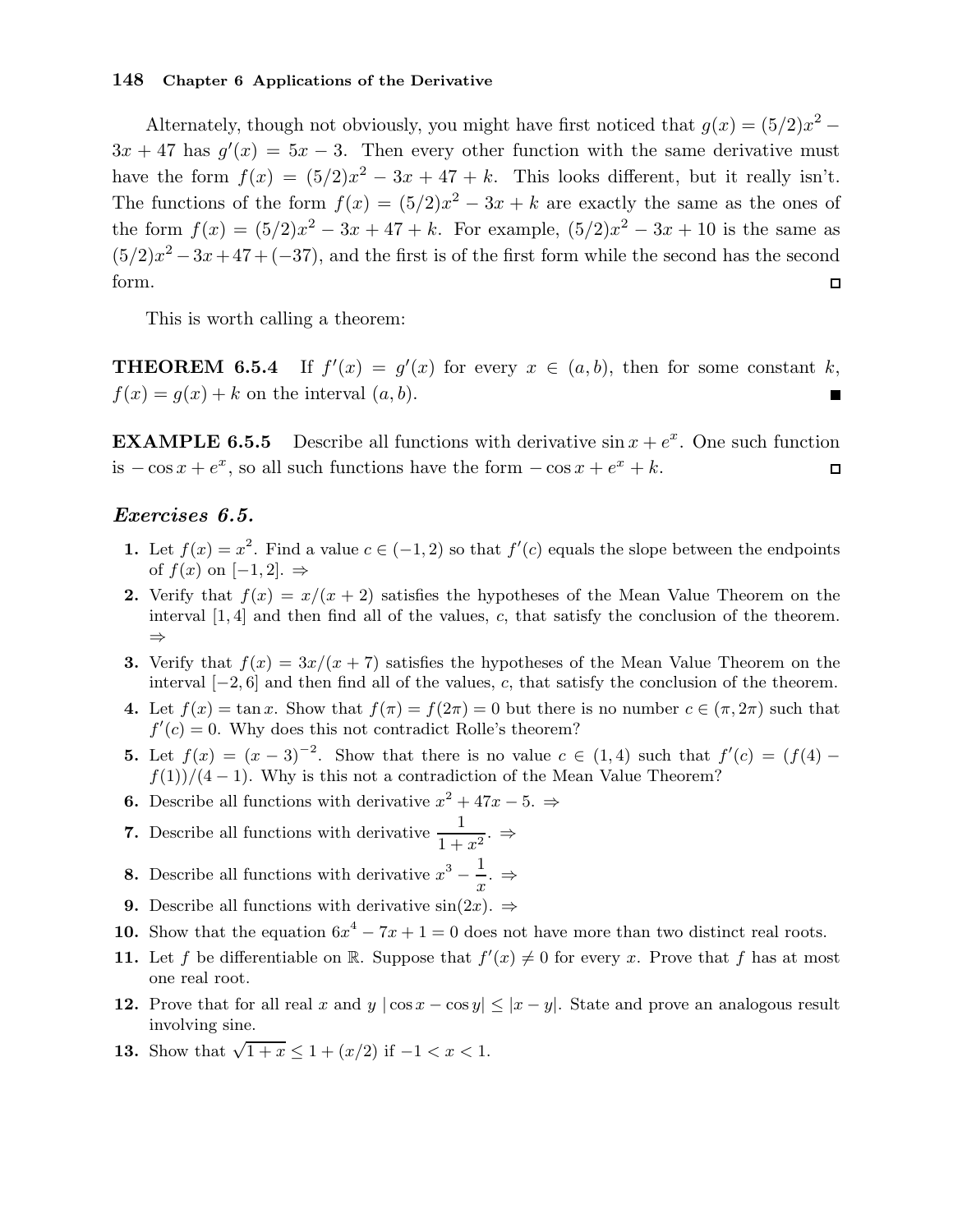Alternately, though not obviously, you might have first noticed that $g(x) = (5/2)x^2 - 3x + 47$ has $g'(x) = 5x - 3$. Then every other function with the same derivative must have the form $f(x) = (5/2)x^2 - 3x + 47 + k$. This looks different, but it really isn't. The functions of the form $f(x) = (5/2)x^2 - 3x + k$ are exactly the same as the ones of the form $f(x) = (5/2)x^2 - 3x + 47 + k$. For example, $(5/2)x^2 - 3x + 10$ is the same as $(5/2)x^2 - 3x + 47 + (-37)$, and the first is of the first form while the second has the second form. □

This is worth calling a theorem:

**THEOREM 6.5.4** If $f'(x) = g'(x)$ for every $x \in (a, b)$, then for some constant $k$, $f(x) = g(x) + k$ on the interval $(a, b)$. ■

**EXAMPLE 6.5.5** Describe all functions with derivative $\sin x + e^x$. One such function is $-\cos x + e^x$, so all such functions have the form $-\cos x + e^x + k$. □

### *Exercises 6.5.*

1. Let $f(x) = x^2$. Find a value $c \in (-1, 2)$ so that $f'(c)$ equals the slope between the endpoints of $f(x)$ on $[-1, 2]$. ⇒
2. Verify that $f(x) = x/(x + 2)$ satisfies the hypotheses of the Mean Value Theorem on the interval $[1, 4]$ and then find all of the values, $c$, that satisfy the conclusion of the theorem. ⇒
3. Verify that $f(x) = 3x/(x + 7)$ satisfies the hypotheses of the Mean Value Theorem on the interval $[-2, 6]$ and then find all of the values, $c$, that satisfy the conclusion of the theorem.
4. Let $f(x) = \tan x$. Show that $f(\pi) = f(2\pi) = 0$ but there is no number $c \in (\pi, 2\pi)$ such that $f'(c) = 0$. Why does this not contradict Rolle's theorem?
5. Let $f(x) = (x - 3)^{-2}$. Show that there is no value $c \in (1, 4)$ such that $f'(c) = (f(4) - f(1))/(4 - 1)$. Why is this not a contradiction of the Mean Value Theorem?
6. Describe all functions with derivative $x^2 + 47x - 5$. ⇒
7. Describe all functions with derivative $\dfrac{1}{1 + x^2}$. ⇒
8. Describe all functions with derivative $x^3 - \dfrac{1}{x}$. ⇒
9. Describe all functions with derivative $\sin(2x)$. ⇒
10. Show that the equation $6x^4 - 7x + 1 = 0$ does not have more than two distinct real roots.
11. Let $f$ be differentiable on $\mathbb{R}$. Suppose that $f'(x) \neq 0$ for every $x$. Prove that $f$ has at most one real root.
12. Prove that for all real $x$ and $y$ $|\cos x - \cos y| \le |x - y|$. State and prove an analogous result involving sine.
13. Show that $\sqrt{1 + x} \le 1 + (x/2)$ if $-1 < x < 1$.